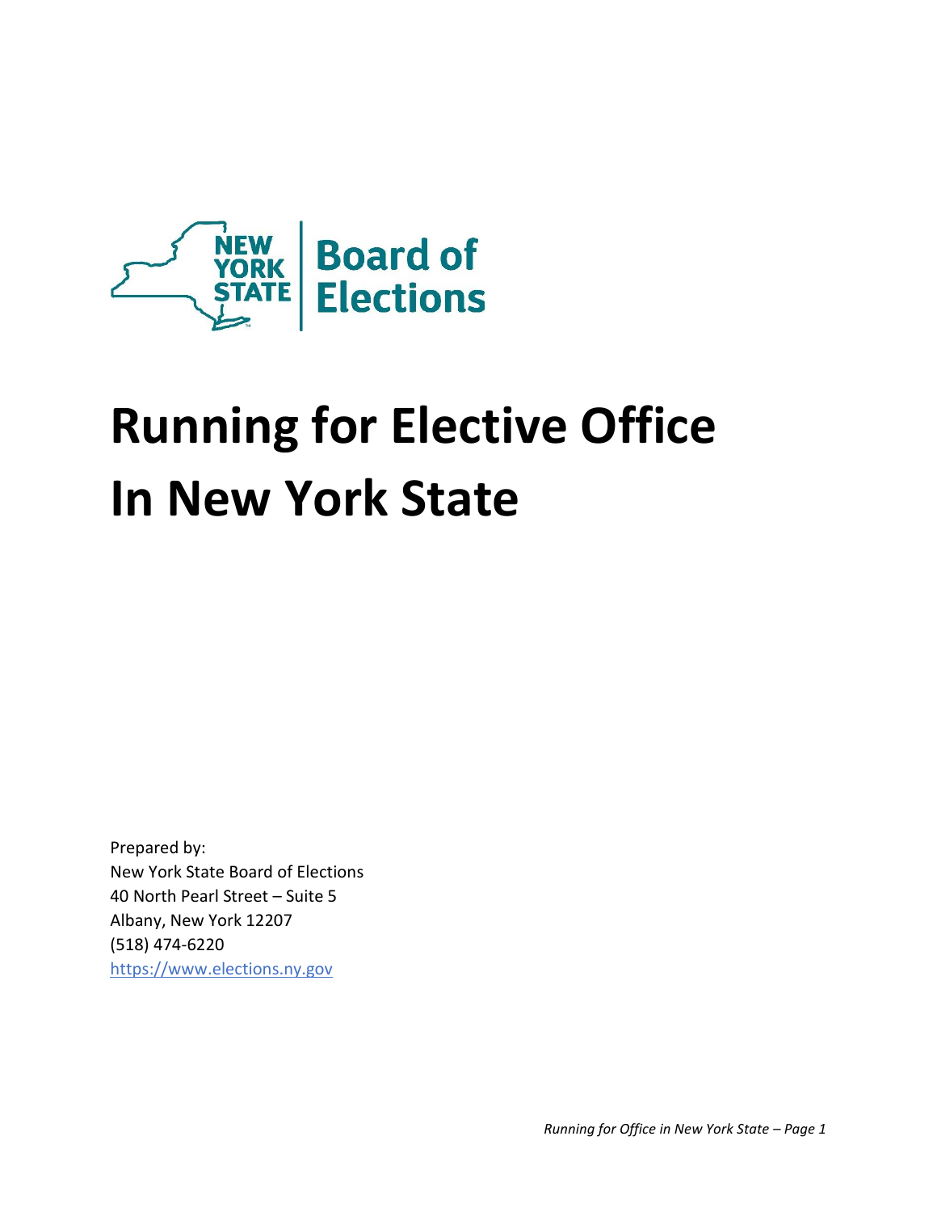NEW YORK STATE | Board of Elections

# Running for Elective Office In New York State

Prepared by:
New York State Board of Elections
40 North Pearl Street – Suite 5
Albany, New York 12207
(518) 474-6220
https://www.elections.ny.gov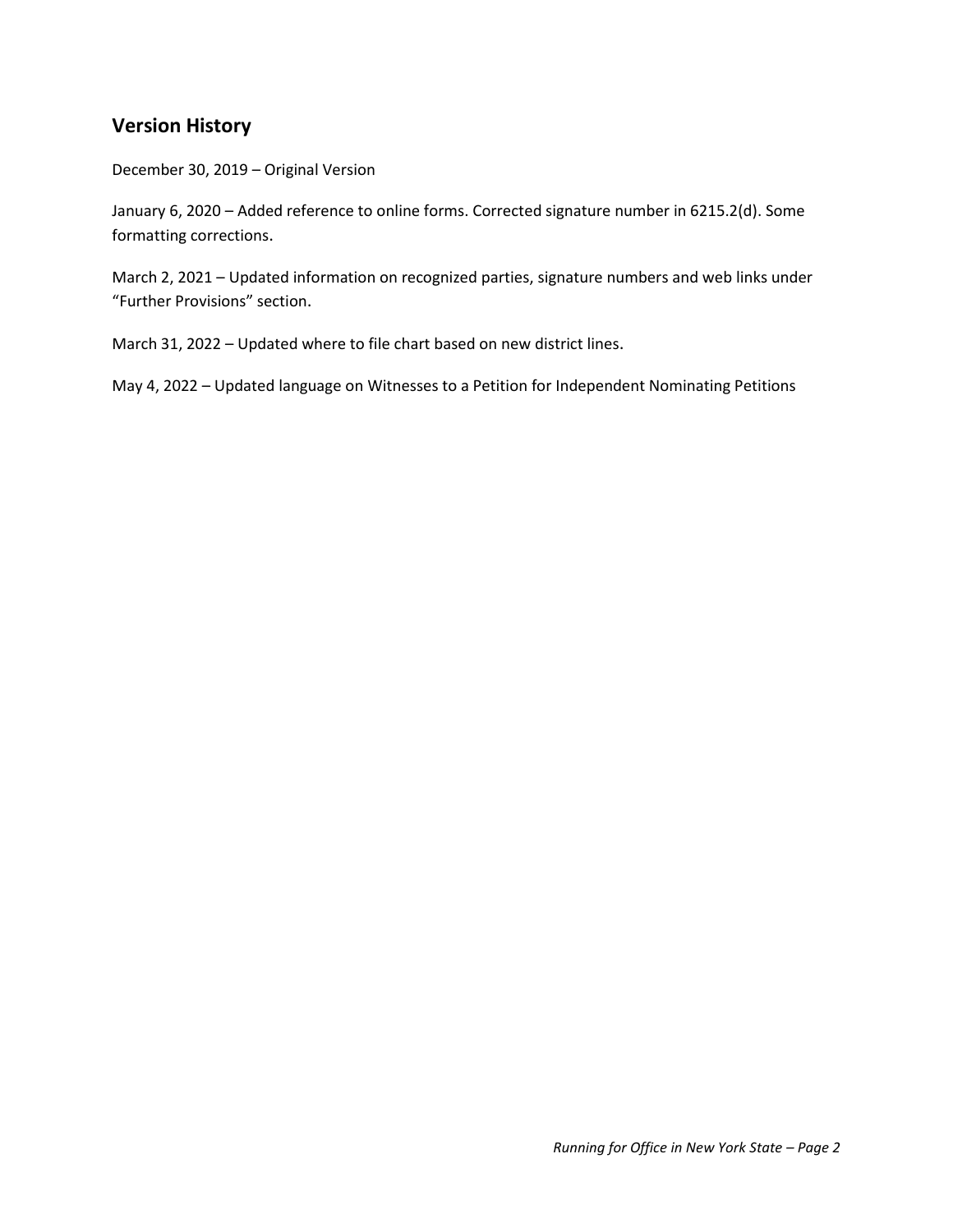## Version History

December 30, 2019 – Original Version

January 6, 2020 – Added reference to online forms. Corrected signature number in 6215.2(d). Some formatting corrections.

March 2, 2021 – Updated information on recognized parties, signature numbers and web links under “Further Provisions” section.

March 31, 2022 – Updated where to file chart based on new district lines.

May 4, 2022 – Updated language on Witnesses to a Petition for Independent Nominating Petitions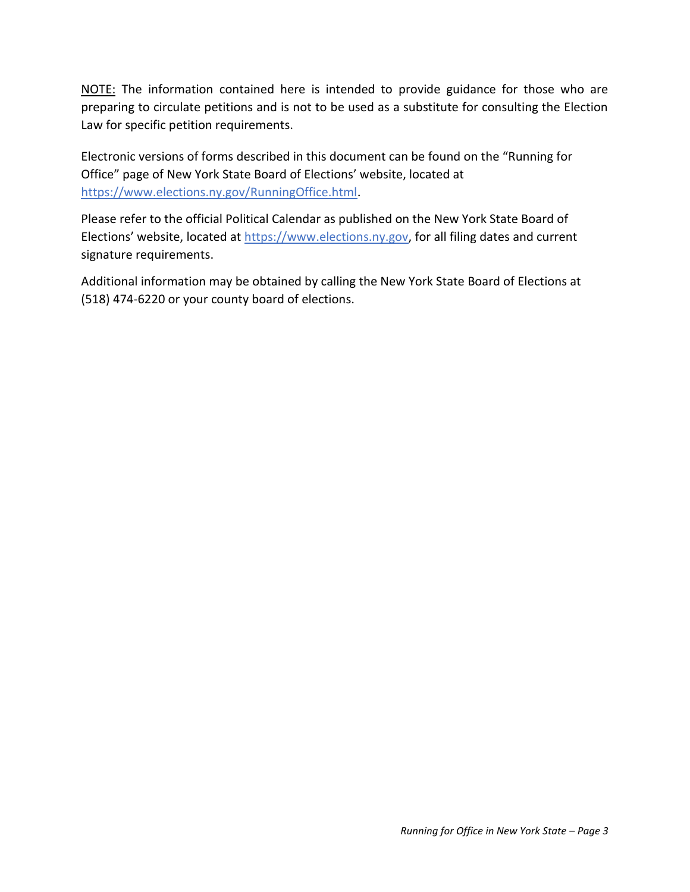<u>NOTE:</u> The information contained here is intended to provide guidance for those who are preparing to circulate petitions and is not to be used as a substitute for consulting the Election Law for specific petition requirements.

Electronic versions of forms described in this document can be found on the "Running for Office" page of New York State Board of Elections' website, located at [https://www.elections.ny.gov/RunningOffice.html](https://www.elections.ny.gov/RunningOffice.html).

Please refer to the official Political Calendar as published on the New York State Board of Elections' website, located at [https://www.elections.ny.gov](https://www.elections.ny.gov), for all filing dates and current signature requirements.

Additional information may be obtained by calling the New York State Board of Elections at (518) 474-6220 or your county board of elections.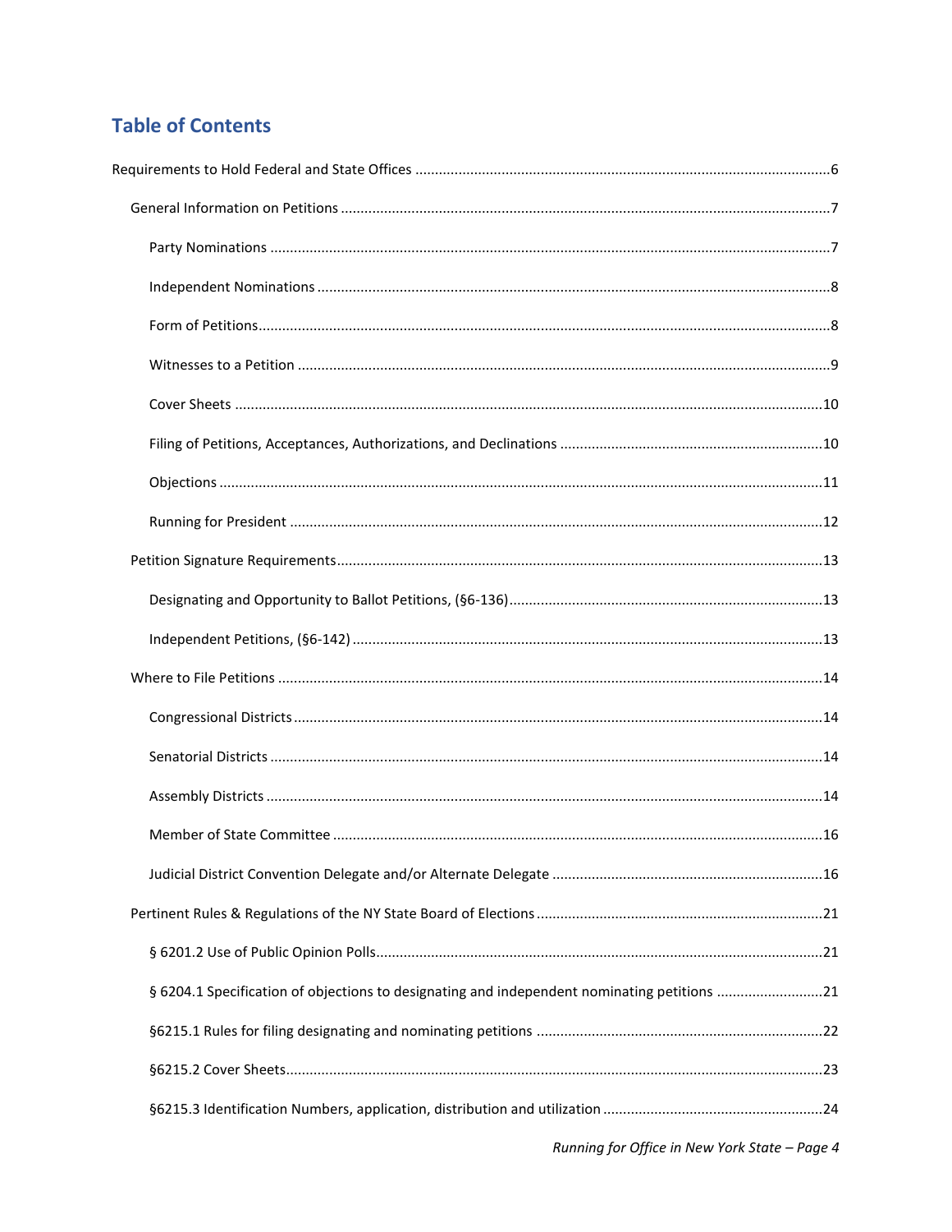## Table of Contents

- Requirements to Hold Federal and State Offices ....6
  - General Information on Petitions ....7
    - Party Nominations ....7
    - Independent Nominations ....8
    - Form of Petitions ....8
    - Witnesses to a Petition ....9
    - Cover Sheets ....10
    - Filing of Petitions, Acceptances, Authorizations, and Declinations ....10
    - Objections ....11
    - Running for President ....12
  - Petition Signature Requirements ....13
    - Designating and Opportunity to Ballot Petitions, (§6-136) ....13
    - Independent Petitions, (§6-142) ....13
  - Where to File Petitions ....14
    - Congressional Districts ....14
    - Senatorial Districts ....14
    - Assembly Districts ....14
    - Member of State Committee ....16
    - Judicial District Convention Delegate and/or Alternate Delegate ....16
  - Pertinent Rules & Regulations of the NY State Board of Elections ....21
    - § 6201.2 Use of Public Opinion Polls ....21
    - § 6204.1 Specification of objections to designating and independent nominating petitions ....21
    - §6215.1 Rules for filing designating and nominating petitions ....22
    - §6215.2 Cover Sheets ....23
    - §6215.3 Identification Numbers, application, distribution and utilization ....24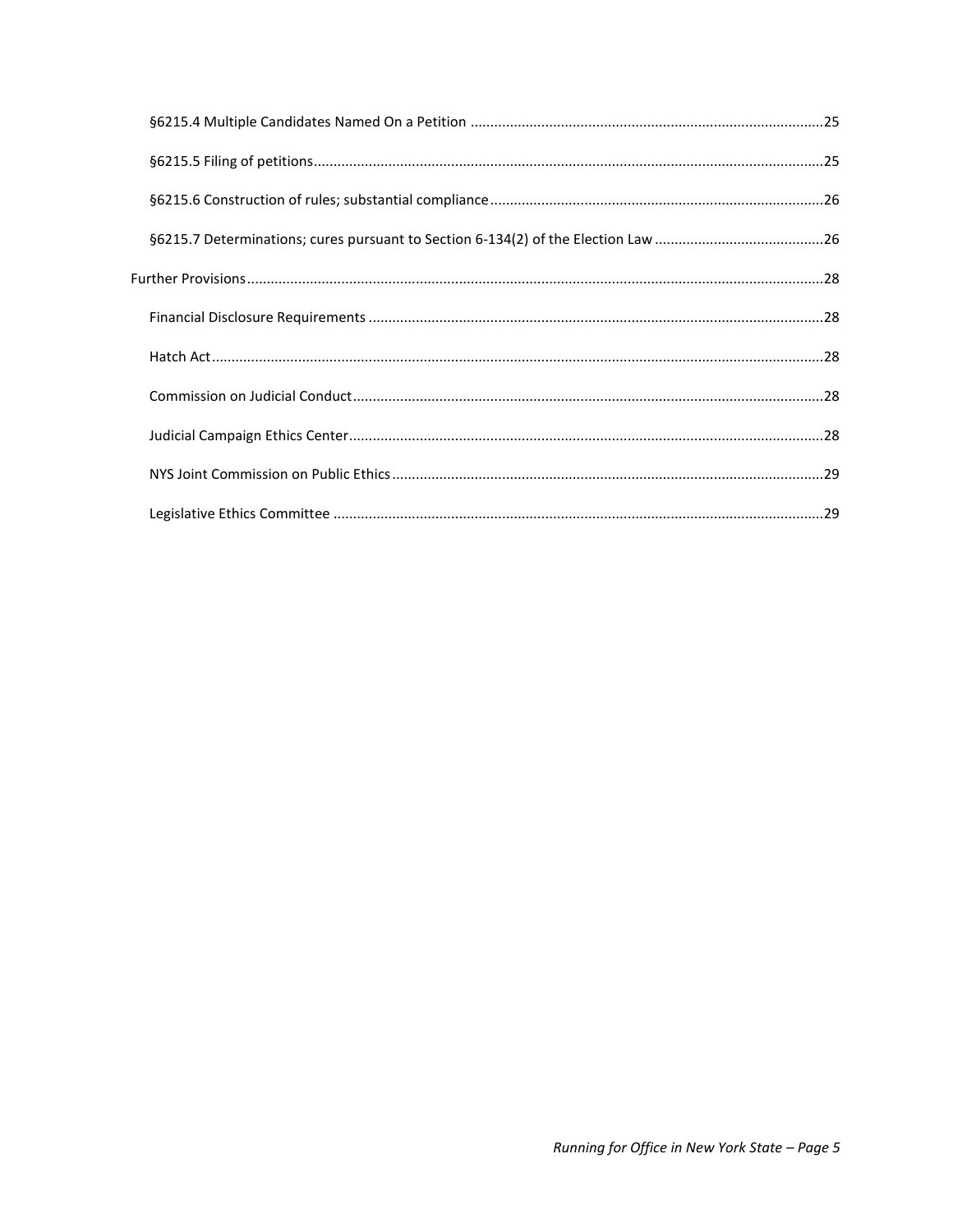§6215.4 Multiple Candidates Named On a Petition ........................................................................................25

§6215.5 Filing of petitions.................................................................................................................................25

§6215.6 Construction of rules; substantial compliance .....................................................................................26

§6215.7 Determinations; cures pursuant to Section 6-134(2) of the Election Law ...........................................26

Further Provisions..................................................................................................................................................28

Financial Disclosure Requirements ....................................................................................................................28

Hatch Act...........................................................................................................................................................28

Commission on Judicial Conduct........................................................................................................................28

Judicial Campaign Ethics Center.........................................................................................................................28

NYS Joint Commission on Public Ethics..............................................................................................................29

Legislative Ethics Committee .............................................................................................................................29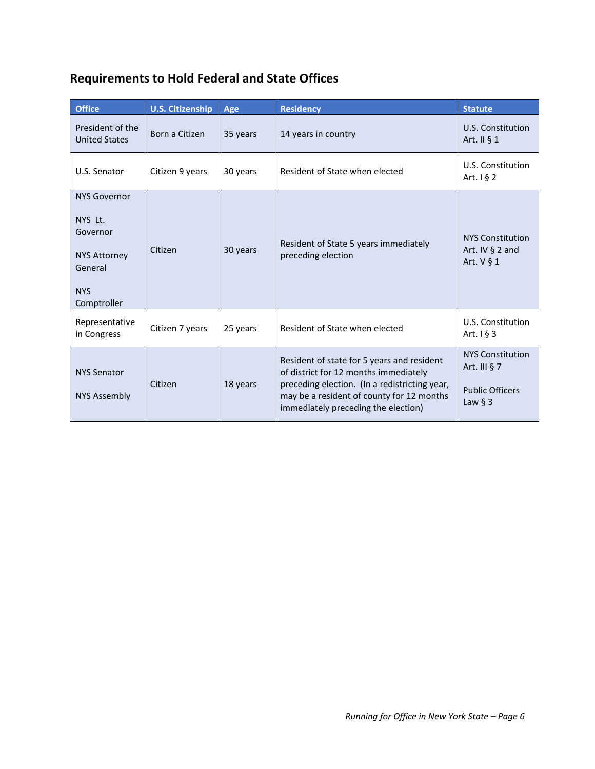## Requirements to Hold Federal and State Offices

| Office | U.S. Citizenship | Age | Residency | Statute |
|---|---|---|---|---|
| President of the United States | Born a Citizen | 35 years | 14 years in country | U.S. Constitution Art. II § 1 |
| U.S. Senator | Citizen 9 years | 30 years | Resident of State when elected | U.S. Constitution Art. I § 2 |
| NYS Governor<br><br>NYS Lt. Governor<br><br>NYS Attorney General<br><br>NYS Comptroller | Citizen | 30 years | Resident of State 5 years immediately preceding election | NYS Constitution Art. IV § 2 and Art. V § 1 |
| Representative in Congress | Citizen 7 years | 25 years | Resident of State when elected | U.S. Constitution Art. I § 3 |
| NYS Senator<br><br>NYS Assembly | Citizen | 18 years | Resident of state for 5 years and resident of district for 12 months immediately preceding election. (In a redistricting year, may be a resident of county for 12 months immediately preceding the election) | NYS Constitution Art. III § 7<br><br>Public Officers Law § 3 |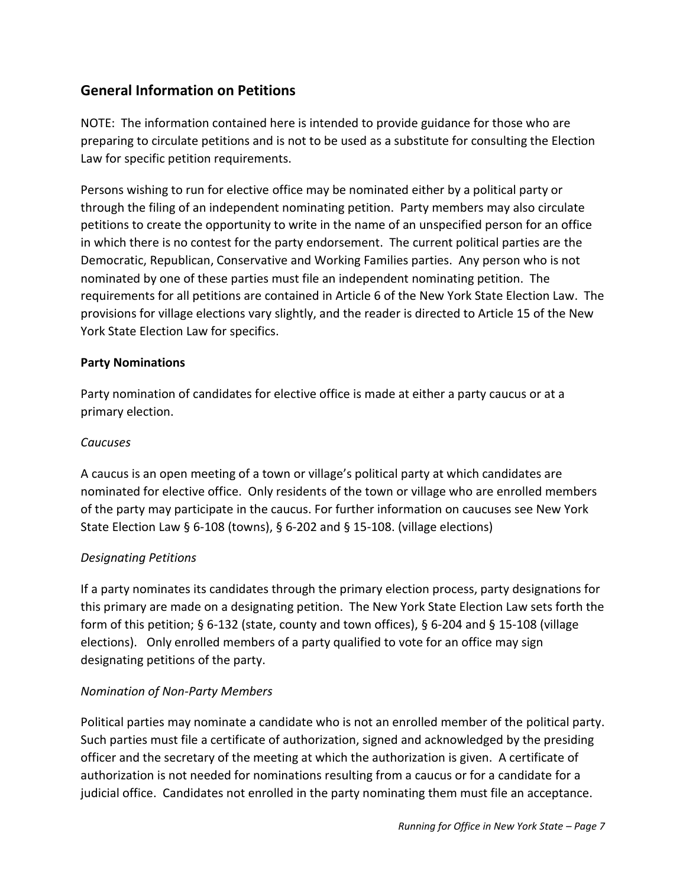## General Information on Petitions

NOTE: The information contained here is intended to provide guidance for those who are preparing to circulate petitions and is not to be used as a substitute for consulting the Election Law for specific petition requirements.

Persons wishing to run for elective office may be nominated either by a political party or through the filing of an independent nominating petition. Party members may also circulate petitions to create the opportunity to write in the name of an unspecified person for an office in which there is no contest for the party endorsement. The current political parties are the Democratic, Republican, Conservative and Working Families parties. Any person who is not nominated by one of these parties must file an independent nominating petition. The requirements for all petitions are contained in Article 6 of the New York State Election Law. The provisions for village elections vary slightly, and the reader is directed to Article 15 of the New York State Election Law for specifics.

### Party Nominations

Party nomination of candidates for elective office is made at either a party caucus or at a primary election.

*Caucuses*

A caucus is an open meeting of a town or village's political party at which candidates are nominated for elective office. Only residents of the town or village who are enrolled members of the party may participate in the caucus. For further information on caucuses see New York State Election Law § 6-108 (towns), § 6-202 and § 15-108. (village elections)

*Designating Petitions*

If a party nominates its candidates through the primary election process, party designations for this primary are made on a designating petition. The New York State Election Law sets forth the form of this petition; § 6-132 (state, county and town offices), § 6-204 and § 15-108 (village elections). Only enrolled members of a party qualified to vote for an office may sign designating petitions of the party.

*Nomination of Non-Party Members*

Political parties may nominate a candidate who is not an enrolled member of the political party. Such parties must file a certificate of authorization, signed and acknowledged by the presiding officer and the secretary of the meeting at which the authorization is given. A certificate of authorization is not needed for nominations resulting from a caucus or for a candidate for a judicial office. Candidates not enrolled in the party nominating them must file an acceptance.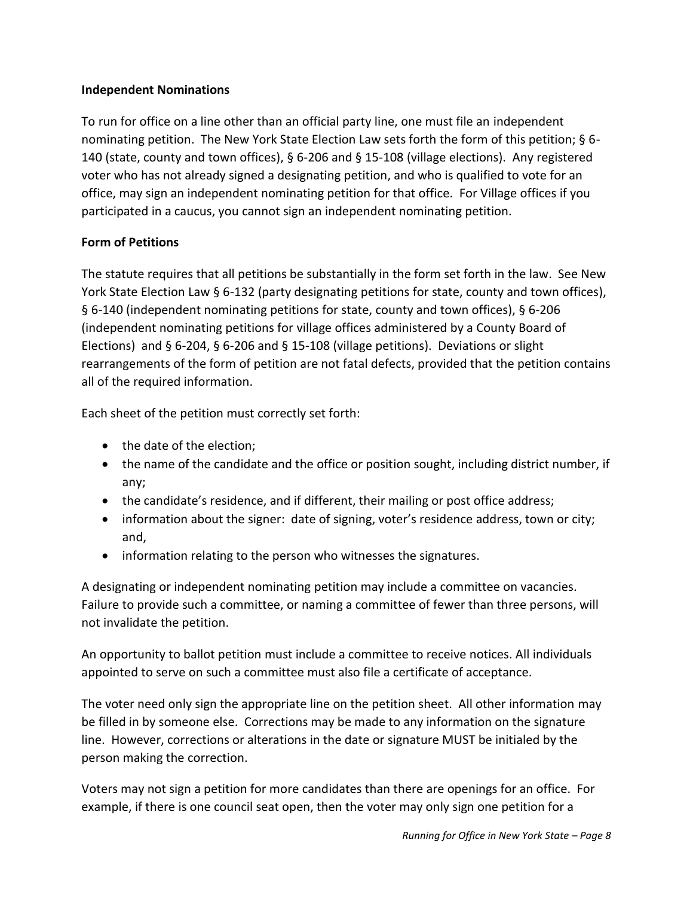### Independent Nominations

To run for office on a line other than an official party line, one must file an independent nominating petition. The New York State Election Law sets forth the form of this petition; § 6-140 (state, county and town offices), § 6-206 and § 15-108 (village elections). Any registered voter who has not already signed a designating petition, and who is qualified to vote for an office, may sign an independent nominating petition for that office. For Village offices if you participated in a caucus, you cannot sign an independent nominating petition.

### Form of Petitions

The statute requires that all petitions be substantially in the form set forth in the law. See New York State Election Law § 6-132 (party designating petitions for state, county and town offices), § 6-140 (independent nominating petitions for state, county and town offices), § 6-206 (independent nominating petitions for village offices administered by a County Board of Elections) and § 6-204, § 6-206 and § 15-108 (village petitions). Deviations or slight rearrangements of the form of petition are not fatal defects, provided that the petition contains all of the required information.

Each sheet of the petition must correctly set forth:

- the date of the election;
- the name of the candidate and the office or position sought, including district number, if any;
- the candidate's residence, and if different, their mailing or post office address;
- information about the signer: date of signing, voter's residence address, town or city; and,
- information relating to the person who witnesses the signatures.

A designating or independent nominating petition may include a committee on vacancies. Failure to provide such a committee, or naming a committee of fewer than three persons, will not invalidate the petition.

An opportunity to ballot petition must include a committee to receive notices. All individuals appointed to serve on such a committee must also file a certificate of acceptance.

The voter need only sign the appropriate line on the petition sheet. All other information may be filled in by someone else. Corrections may be made to any information on the signature line. However, corrections or alterations in the date or signature MUST be initialed by the person making the correction.

Voters may not sign a petition for more candidates than there are openings for an office. For example, if there is one council seat open, then the voter may only sign one petition for a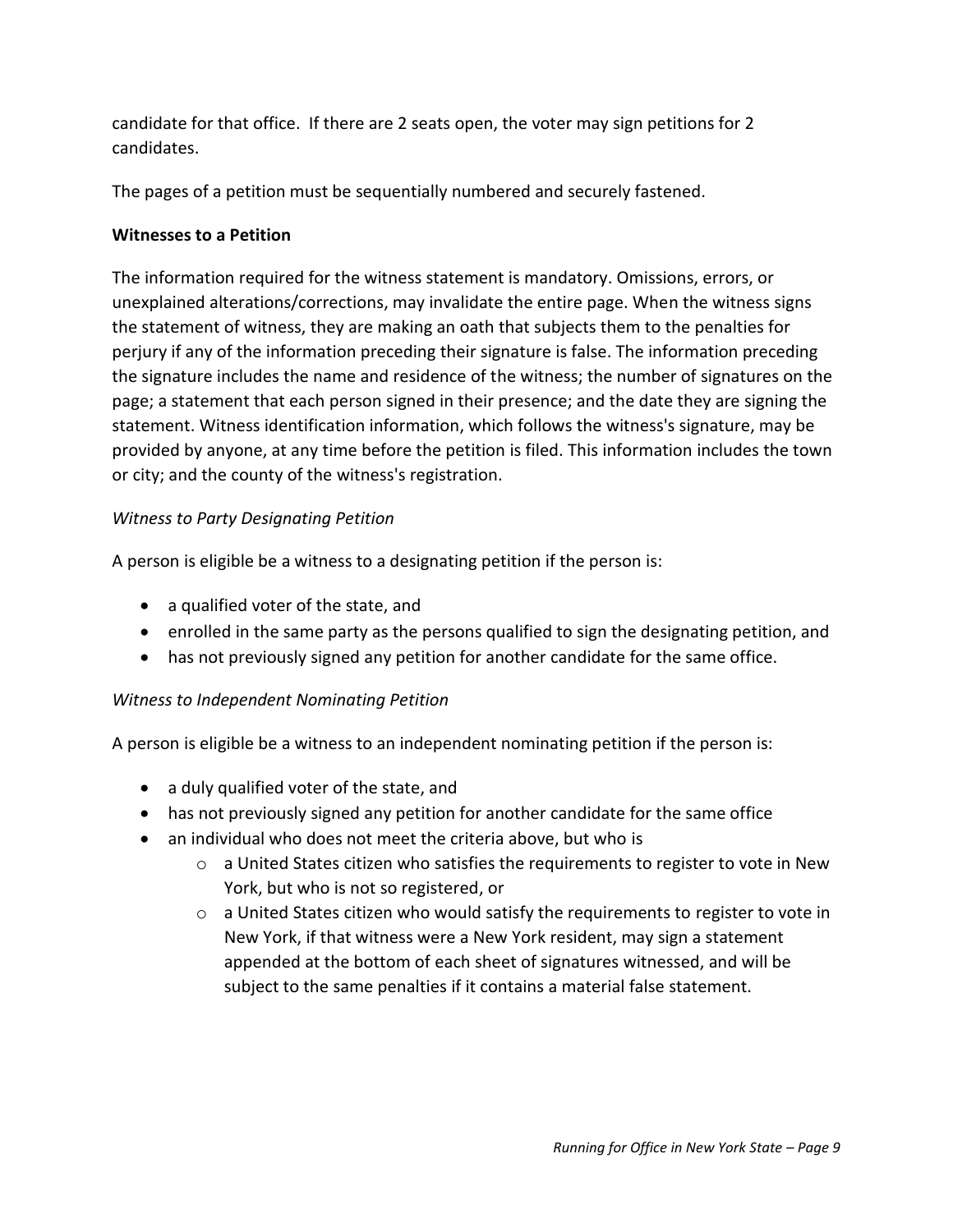candidate for that office.  If there are 2 seats open, the voter may sign petitions for 2 candidates.

The pages of a petition must be sequentially numbered and securely fastened.

**Witnesses to a Petition**

The information required for the witness statement is mandatory. Omissions, errors, or unexplained alterations/corrections, may invalidate the entire page. When the witness signs the statement of witness, they are making an oath that subjects them to the penalties for perjury if any of the information preceding their signature is false. The information preceding the signature includes the name and residence of the witness; the number of signatures on the page; a statement that each person signed in their presence; and the date they are signing the statement. Witness identification information, which follows the witness's signature, may be provided by anyone, at any time before the petition is filed. This information includes the town or city; and the county of the witness's registration.

*Witness to Party Designating Petition*

A person is eligible be a witness to a designating petition if the person is:

- a qualified voter of the state, and
- enrolled in the same party as the persons qualified to sign the designating petition, and
- has not previously signed any petition for another candidate for the same office.

*Witness to Independent Nominating Petition*

A person is eligible be a witness to an independent nominating petition if the person is:

- a duly qualified voter of the state, and
- has not previously signed any petition for another candidate for the same office
- an individual who does not meet the criteria above, but who is
  - a United States citizen who satisfies the requirements to register to vote in New York, but who is not so registered, or
  - a United States citizen who would satisfy the requirements to register to vote in New York, if that witness were a New York resident, may sign a statement appended at the bottom of each sheet of signatures witnessed, and will be subject to the same penalties if it contains a material false statement.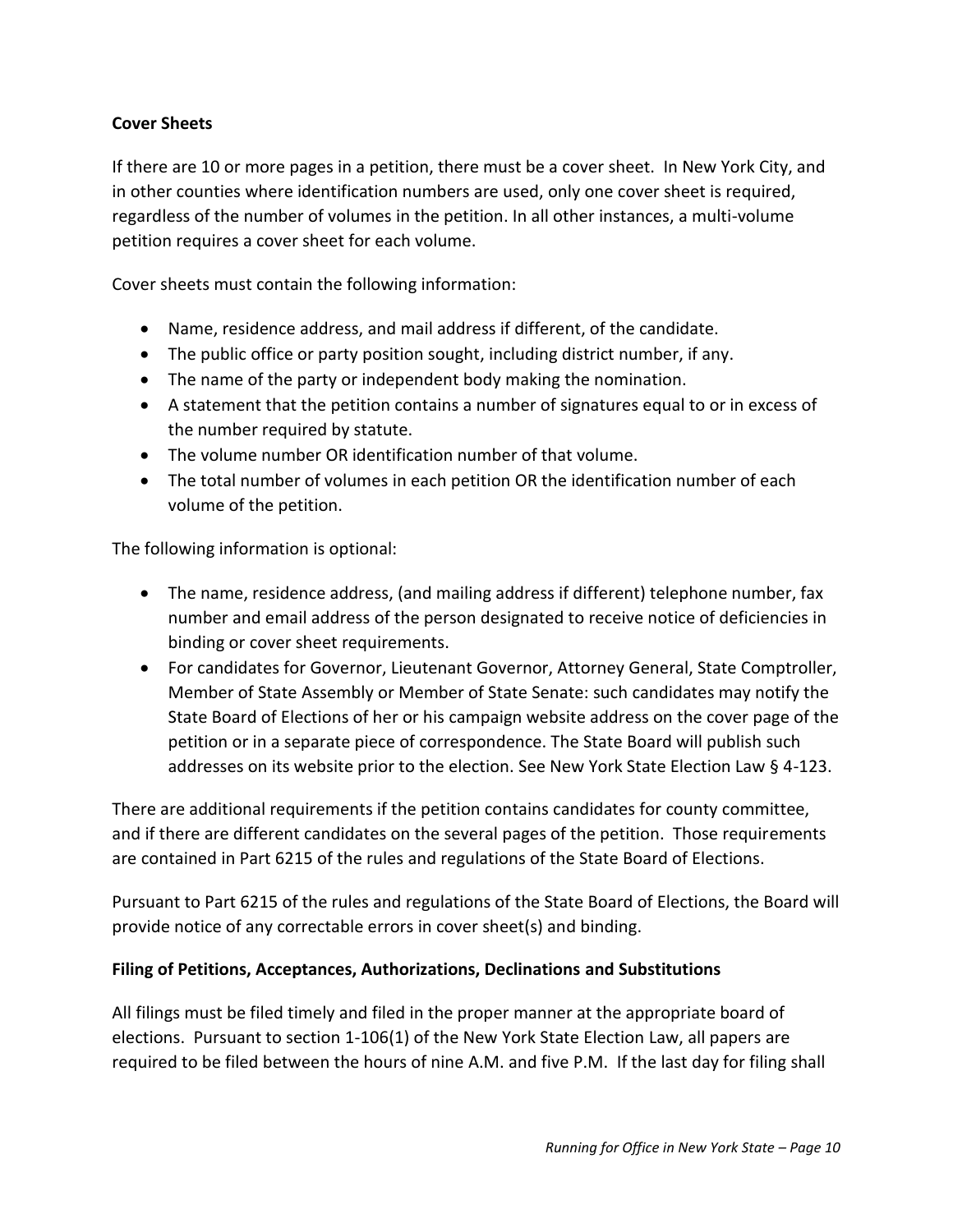**Cover Sheets**

If there are 10 or more pages in a petition, there must be a cover sheet. In New York City, and in other counties where identification numbers are used, only one cover sheet is required, regardless of the number of volumes in the petition. In all other instances, a multi-volume petition requires a cover sheet for each volume.

Cover sheets must contain the following information:

- Name, residence address, and mail address if different, of the candidate.
- The public office or party position sought, including district number, if any.
- The name of the party or independent body making the nomination.
- A statement that the petition contains a number of signatures equal to or in excess of the number required by statute.
- The volume number OR identification number of that volume.
- The total number of volumes in each petition OR the identification number of each volume of the petition.

The following information is optional:

- The name, residence address, (and mailing address if different) telephone number, fax number and email address of the person designated to receive notice of deficiencies in binding or cover sheet requirements.
- For candidates for Governor, Lieutenant Governor, Attorney General, State Comptroller, Member of State Assembly or Member of State Senate: such candidates may notify the State Board of Elections of her or his campaign website address on the cover page of the petition or in a separate piece of correspondence. The State Board will publish such addresses on its website prior to the election. See New York State Election Law § 4-123.

There are additional requirements if the petition contains candidates for county committee, and if there are different candidates on the several pages of the petition. Those requirements are contained in Part 6215 of the rules and regulations of the State Board of Elections.

Pursuant to Part 6215 of the rules and regulations of the State Board of Elections, the Board will provide notice of any correctable errors in cover sheet(s) and binding.

**Filing of Petitions, Acceptances, Authorizations, Declinations and Substitutions**

All filings must be filed timely and filed in the proper manner at the appropriate board of elections. Pursuant to section 1-106(1) of the New York State Election Law, all papers are required to be filed between the hours of nine A.M. and five P.M. If the last day for filing shall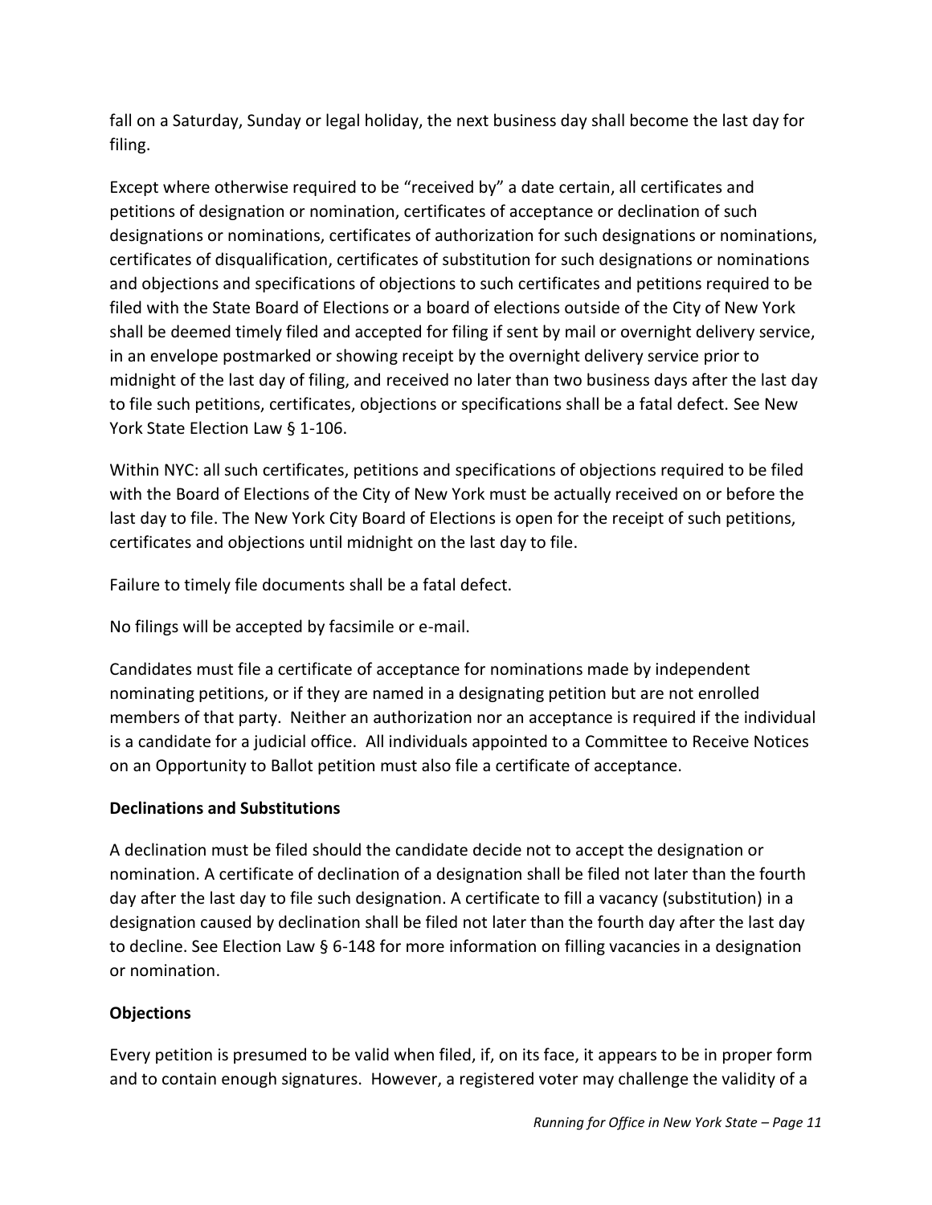fall on a Saturday, Sunday or legal holiday, the next business day shall become the last day for filing.

Except where otherwise required to be "received by" a date certain, all certificates and petitions of designation or nomination, certificates of acceptance or declination of such designations or nominations, certificates of authorization for such designations or nominations, certificates of disqualification, certificates of substitution for such designations or nominations and objections and specifications of objections to such certificates and petitions required to be filed with the State Board of Elections or a board of elections outside of the City of New York shall be deemed timely filed and accepted for filing if sent by mail or overnight delivery service, in an envelope postmarked or showing receipt by the overnight delivery service prior to midnight of the last day of filing, and received no later than two business days after the last day to file such petitions, certificates, objections or specifications shall be a fatal defect. See New York State Election Law § 1-106.

Within NYC: all such certificates, petitions and specifications of objections required to be filed with the Board of Elections of the City of New York must be actually received on or before the last day to file. The New York City Board of Elections is open for the receipt of such petitions, certificates and objections until midnight on the last day to file.

Failure to timely file documents shall be a fatal defect.

No filings will be accepted by facsimile or e-mail.

Candidates must file a certificate of acceptance for nominations made by independent nominating petitions, or if they are named in a designating petition but are not enrolled members of that party. Neither an authorization nor an acceptance is required if the individual is a candidate for a judicial office. All individuals appointed to a Committee to Receive Notices on an Opportunity to Ballot petition must also file a certificate of acceptance.

**Declinations and Substitutions**

A declination must be filed should the candidate decide not to accept the designation or nomination. A certificate of declination of a designation shall be filed not later than the fourth day after the last day to file such designation. A certificate to fill a vacancy (substitution) in a designation caused by declination shall be filed not later than the fourth day after the last day to decline. See Election Law § 6-148 for more information on filling vacancies in a designation or nomination.

**Objections**

Every petition is presumed to be valid when filed, if, on its face, it appears to be in proper form and to contain enough signatures. However, a registered voter may challenge the validity of a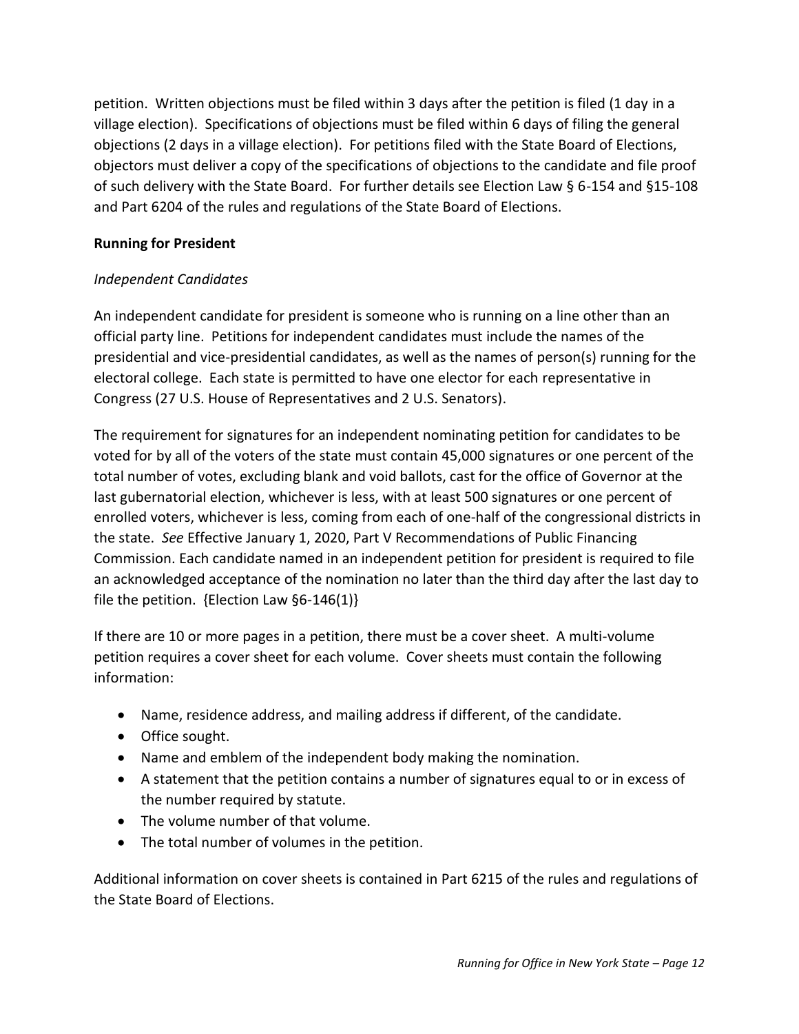petition. Written objections must be filed within 3 days after the petition is filed (1 day in a village election). Specifications of objections must be filed within 6 days of filing the general objections (2 days in a village election). For petitions filed with the State Board of Elections, objectors must deliver a copy of the specifications of objections to the candidate and file proof of such delivery with the State Board. For further details see Election Law § 6-154 and §15-108 and Part 6204 of the rules and regulations of the State Board of Elections.

**Running for President**

*Independent Candidates*

An independent candidate for president is someone who is running on a line other than an official party line. Petitions for independent candidates must include the names of the presidential and vice-presidential candidates, as well as the names of person(s) running for the electoral college. Each state is permitted to have one elector for each representative in Congress (27 U.S. House of Representatives and 2 U.S. Senators).

The requirement for signatures for an independent nominating petition for candidates to be voted for by all of the voters of the state must contain 45,000 signatures or one percent of the total number of votes, excluding blank and void ballots, cast for the office of Governor at the last gubernatorial election, whichever is less, with at least 500 signatures or one percent of enrolled voters, whichever is less, coming from each of one-half of the congressional districts in the state. *See* Effective January 1, 2020, Part V Recommendations of Public Financing Commission. Each candidate named in an independent petition for president is required to file an acknowledged acceptance of the nomination no later than the third day after the last day to file the petition. {Election Law §6-146(1)}

If there are 10 or more pages in a petition, there must be a cover sheet. A multi-volume petition requires a cover sheet for each volume. Cover sheets must contain the following information:

- Name, residence address, and mailing address if different, of the candidate.
- Office sought.
- Name and emblem of the independent body making the nomination.
- A statement that the petition contains a number of signatures equal to or in excess of the number required by statute.
- The volume number of that volume.
- The total number of volumes in the petition.

Additional information on cover sheets is contained in Part 6215 of the rules and regulations of the State Board of Elections.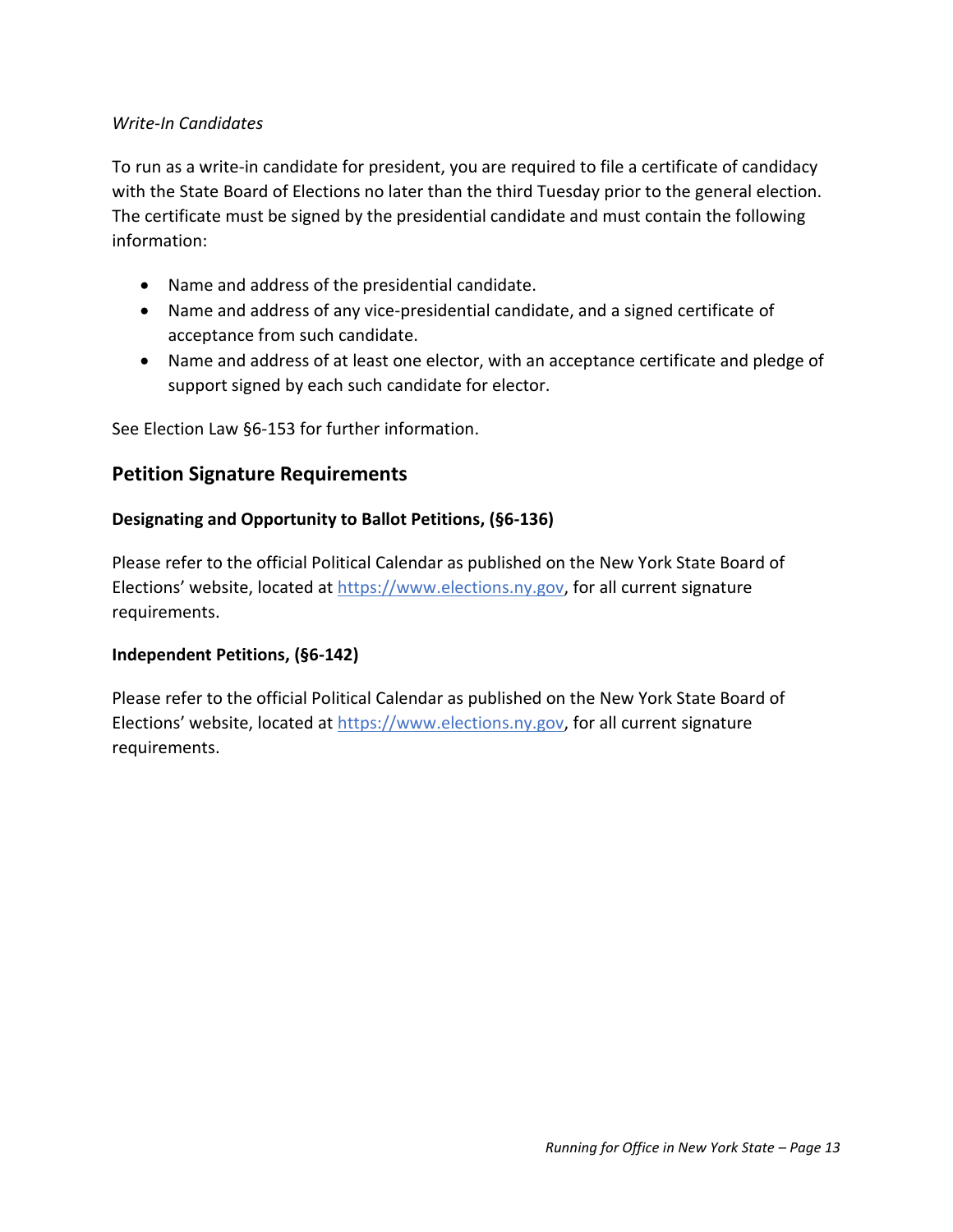*Write-In Candidates*

To run as a write-in candidate for president, you are required to file a certificate of candidacy with the State Board of Elections no later than the third Tuesday prior to the general election. The certificate must be signed by the presidential candidate and must contain the following information:

- Name and address of the presidential candidate.
- Name and address of any vice-presidential candidate, and a signed certificate of acceptance from such candidate.
- Name and address of at least one elector, with an acceptance certificate and pledge of support signed by each such candidate for elector.

See Election Law §6-153 for further information.

## Petition Signature Requirements

**Designating and Opportunity to Ballot Petitions, (§6-136)**

Please refer to the official Political Calendar as published on the New York State Board of Elections' website, located at https://www.elections.ny.gov, for all current signature requirements.

**Independent Petitions, (§6-142)**

Please refer to the official Political Calendar as published on the New York State Board of Elections' website, located at https://www.elections.ny.gov, for all current signature requirements.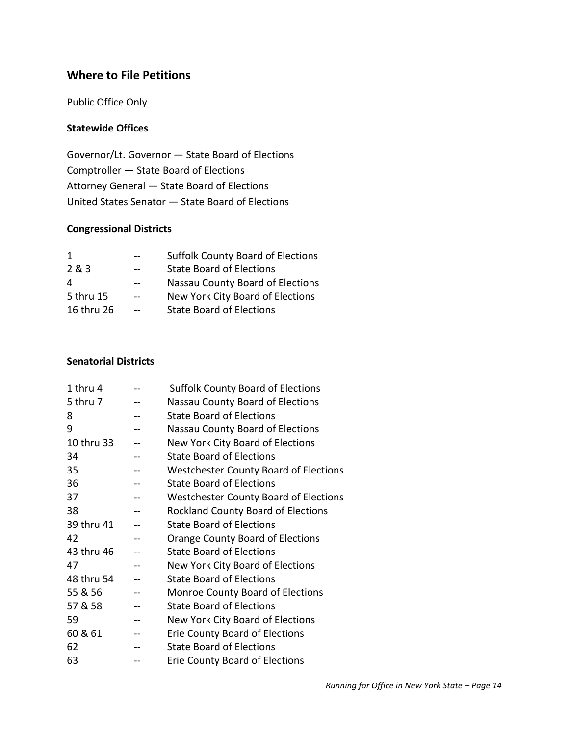## Where to File Petitions

Public Office Only

### Statewide Offices

Governor/Lt. Governor — State Board of Elections
Comptroller — State Board of Elections
Attorney General — State Board of Elections
United States Senator — State Board of Elections

### Congressional Districts

| | | |
|---|---|---|
| 1 | -- | Suffolk County Board of Elections |
| 2 & 3 | -- | State Board of Elections |
| 4 | -- | Nassau County Board of Elections |
| 5 thru 15 | -- | New York City Board of Elections |
| 16 thru 26 | -- | State Board of Elections |

### Senatorial Districts

| | | |
|---|---|---|
| 1 thru 4 | -- | Suffolk County Board of Elections |
| 5 thru 7 | -- | Nassau County Board of Elections |
| 8 | -- | State Board of Elections |
| 9 | -- | Nassau County Board of Elections |
| 10 thru 33 | -- | New York City Board of Elections |
| 34 | -- | State Board of Elections |
| 35 | -- | Westchester County Board of Elections |
| 36 | -- | State Board of Elections |
| 37 | -- | Westchester County Board of Elections |
| 38 | -- | Rockland County Board of Elections |
| 39 thru 41 | -- | State Board of Elections |
| 42 | -- | Orange County Board of Elections |
| 43 thru 46 | -- | State Board of Elections |
| 47 | -- | New York City Board of Elections |
| 48 thru 54 | -- | State Board of Elections |
| 55 & 56 | -- | Monroe County Board of Elections |
| 57 & 58 | -- | State Board of Elections |
| 59 | -- | New York City Board of Elections |
| 60 & 61 | -- | Erie County Board of Elections |
| 62 | -- | State Board of Elections |
| 63 | -- | Erie County Board of Elections |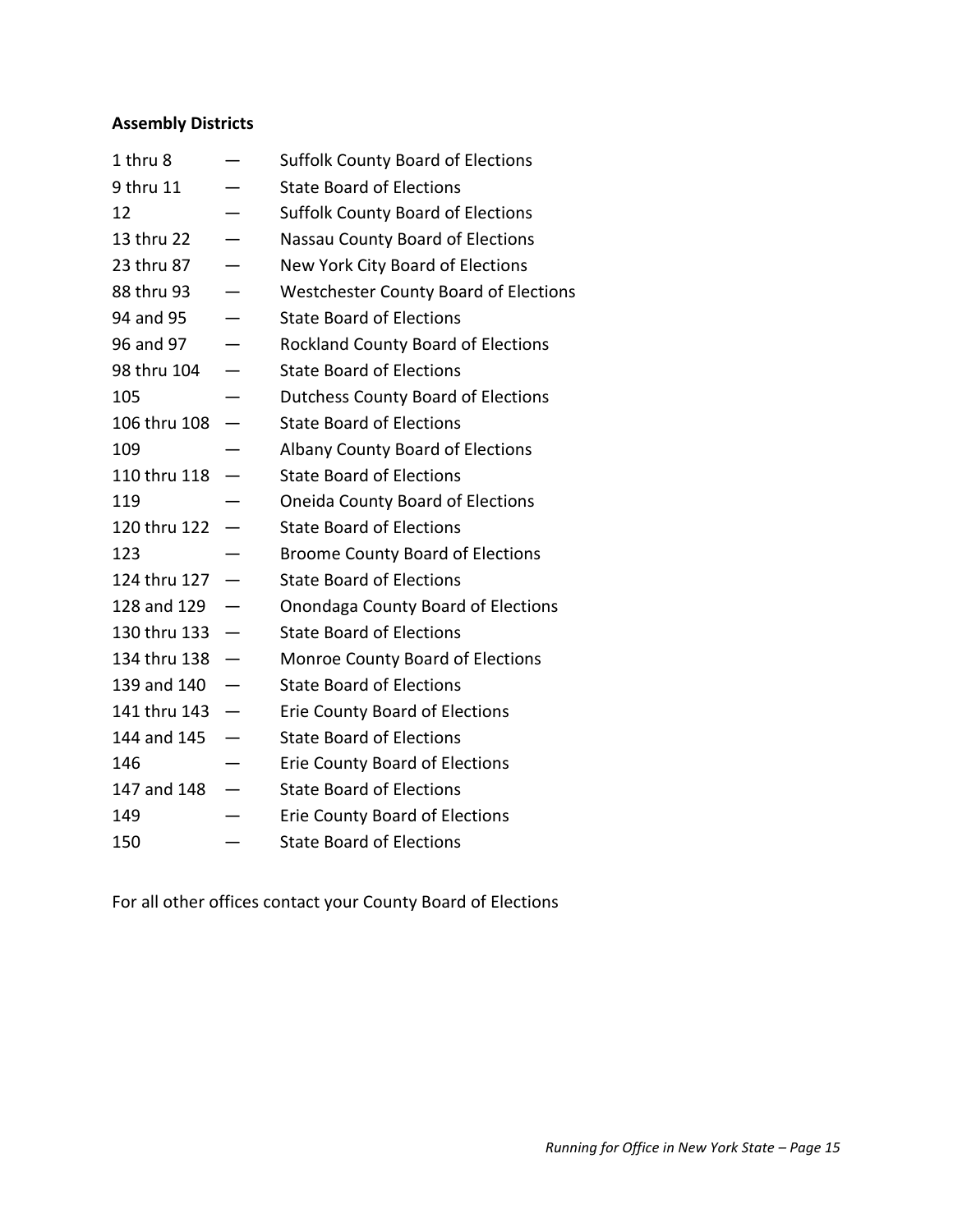**Assembly Districts**

| | | |
|---|---|---|
| 1 thru 8 | — | Suffolk County Board of Elections |
| 9 thru 11 | — | State Board of Elections |
| 12 | — | Suffolk County Board of Elections |
| 13 thru 22 | — | Nassau County Board of Elections |
| 23 thru 87 | — | New York City Board of Elections |
| 88 thru 93 | — | Westchester County Board of Elections |
| 94 and 95 | — | State Board of Elections |
| 96 and 97 | — | Rockland County Board of Elections |
| 98 thru 104 | — | State Board of Elections |
| 105 | — | Dutchess County Board of Elections |
| 106 thru 108 | — | State Board of Elections |
| 109 | — | Albany County Board of Elections |
| 110 thru 118 | — | State Board of Elections |
| 119 | — | Oneida County Board of Elections |
| 120 thru 122 | — | State Board of Elections |
| 123 | — | Broome County Board of Elections |
| 124 thru 127 | — | State Board of Elections |
| 128 and 129 | — | Onondaga County Board of Elections |
| 130 thru 133 | — | State Board of Elections |
| 134 thru 138 | — | Monroe County Board of Elections |
| 139 and 140 | — | State Board of Elections |
| 141 thru 143 | — | Erie County Board of Elections |
| 144 and 145 | — | State Board of Elections |
| 146 | — | Erie County Board of Elections |
| 147 and 148 | — | State Board of Elections |
| 149 | — | Erie County Board of Elections |
| 150 | — | State Board of Elections |

For all other offices contact your County Board of Elections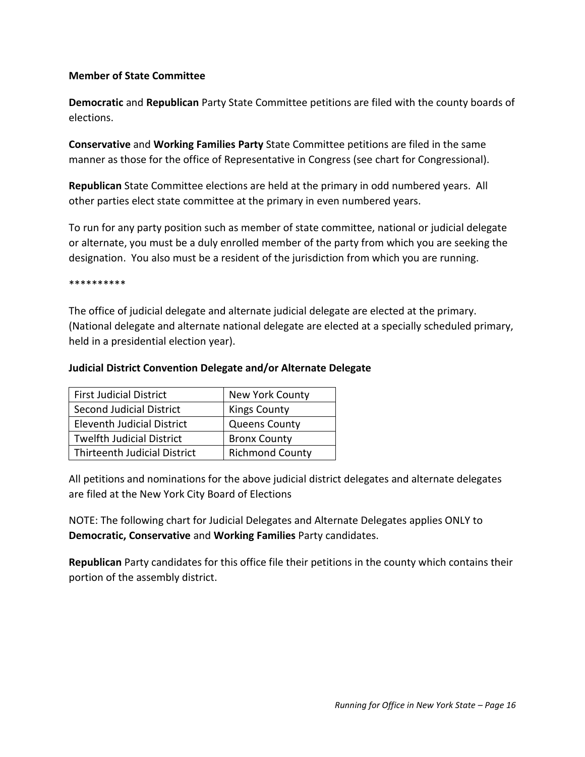**Member of State Committee**

**Democratic** and **Republican** Party State Committee petitions are filed with the county boards of elections.

**Conservative** and **Working Families Party** State Committee petitions are filed in the same manner as those for the office of Representative in Congress (see chart for Congressional).

**Republican** State Committee elections are held at the primary in odd numbered years. All other parties elect state committee at the primary in even numbered years.

To run for any party position such as member of state committee, national or judicial delegate or alternate, you must be a duly enrolled member of the party from which you are seeking the designation. You also must be a resident of the jurisdiction from which you are running.

**********

The office of judicial delegate and alternate judicial delegate are elected at the primary. (National delegate and alternate national delegate are elected at a specially scheduled primary, held in a presidential election year).

**Judicial District Convention Delegate and/or Alternate Delegate**

| First Judicial District | New York County |
|---|---|
| Second Judicial District | Kings County |
| Eleventh Judicial District | Queens County |
| Twelfth Judicial District | Bronx County |
| Thirteenth Judicial District | Richmond County |

All petitions and nominations for the above judicial district delegates and alternate delegates are filed at the New York City Board of Elections

NOTE: The following chart for Judicial Delegates and Alternate Delegates applies ONLY to **Democratic, Conservative** and **Working Families** Party candidates.

**Republican** Party candidates for this office file their petitions in the county which contains their portion of the assembly district.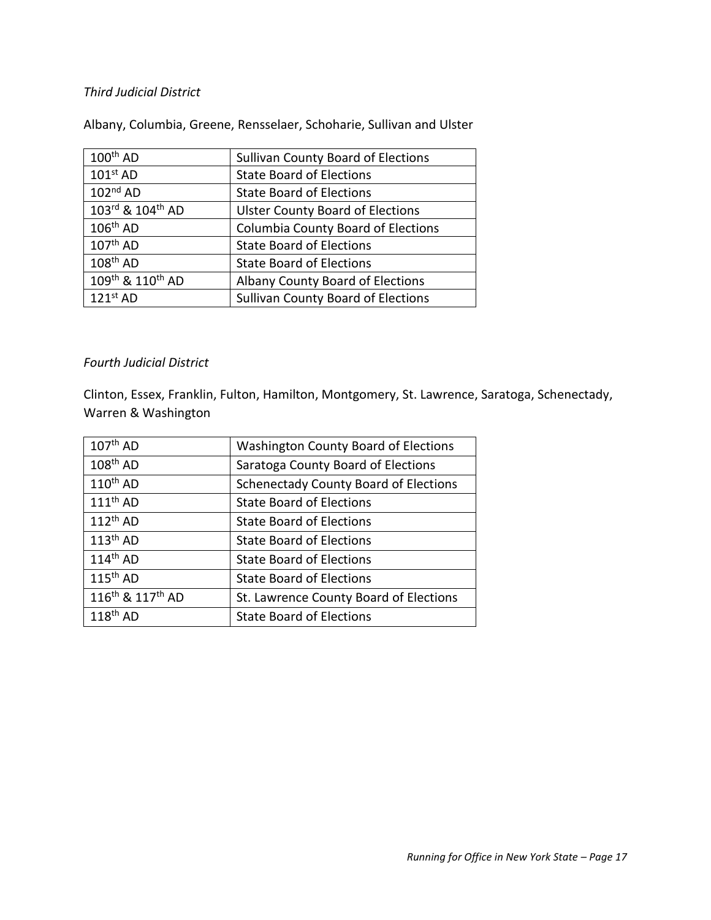*Third Judicial District*

Albany, Columbia, Greene, Rensselaer, Schoharie, Sullivan and Ulster

| | |
|---|---|
| 100th AD | Sullivan County Board of Elections |
| 101st AD | State Board of Elections |
| 102nd AD | State Board of Elections |
| 103rd & 104th AD | Ulster County Board of Elections |
| 106th AD | Columbia County Board of Elections |
| 107th AD | State Board of Elections |
| 108th AD | State Board of Elections |
| 109th & 110th AD | Albany County Board of Elections |
| 121st AD | Sullivan County Board of Elections |

*Fourth Judicial District*

Clinton, Essex, Franklin, Fulton, Hamilton, Montgomery, St. Lawrence, Saratoga, Schenectady, Warren & Washington

| | |
|---|---|
| 107th AD | Washington County Board of Elections |
| 108th AD | Saratoga County Board of Elections |
| 110th AD | Schenectady County Board of Elections |
| 111th AD | State Board of Elections |
| 112th AD | State Board of Elections |
| 113th AD | State Board of Elections |
| 114th AD | State Board of Elections |
| 115th AD | State Board of Elections |
| 116th & 117th AD | St. Lawrence County Board of Elections |
| 118th AD | State Board of Elections |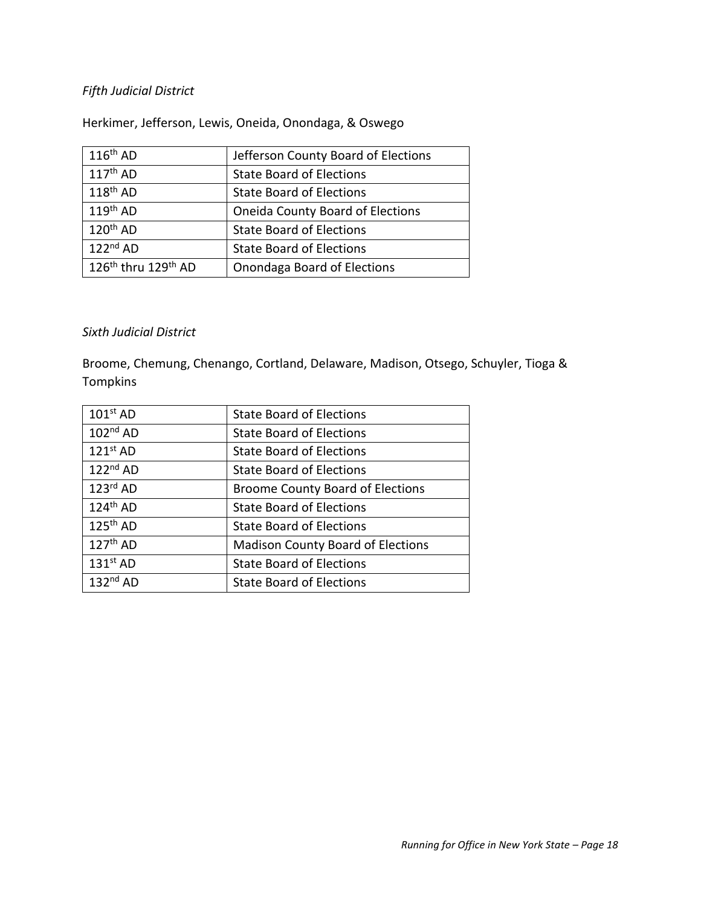*Fifth Judicial District*

Herkimer, Jefferson, Lewis, Oneida, Onondaga, & Oswego

| | |
|---|---|
| 116th AD | Jefferson County Board of Elections |
| 117th AD | State Board of Elections |
| 118th AD | State Board of Elections |
| 119th AD | Oneida County Board of Elections |
| 120th AD | State Board of Elections |
| 122nd AD | State Board of Elections |
| 126th thru 129th AD | Onondaga Board of Elections |

*Sixth Judicial District*

Broome, Chemung, Chenango, Cortland, Delaware, Madison, Otsego, Schuyler, Tioga & Tompkins

| | |
|---|---|
| 101st AD | State Board of Elections |
| 102nd AD | State Board of Elections |
| 121st AD | State Board of Elections |
| 122nd AD | State Board of Elections |
| 123rd AD | Broome County Board of Elections |
| 124th AD | State Board of Elections |
| 125th AD | State Board of Elections |
| 127th AD | Madison County Board of Elections |
| 131st AD | State Board of Elections |
| 132nd AD | State Board of Elections |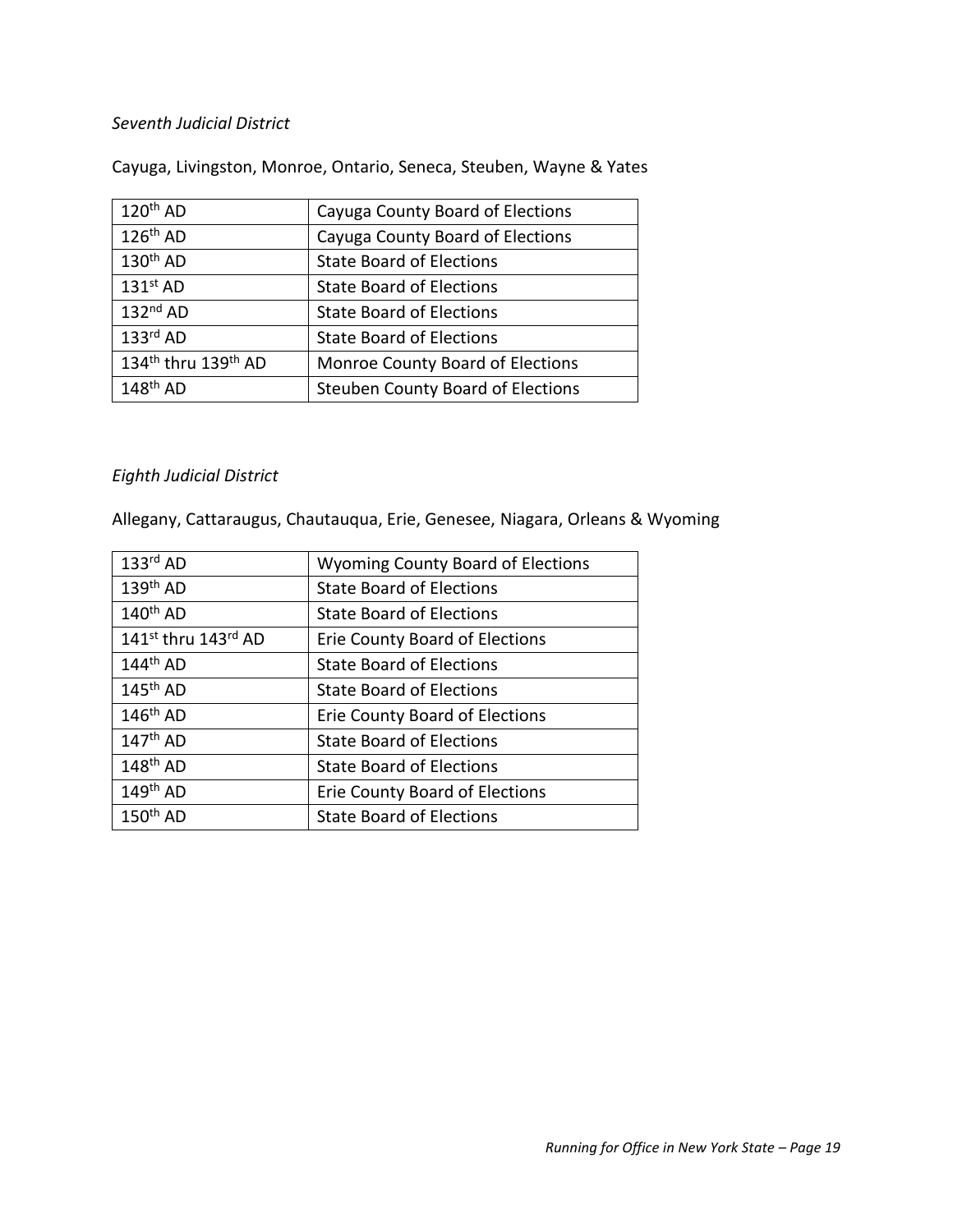*Seventh Judicial District*

Cayuga, Livingston, Monroe, Ontario, Seneca, Steuben, Wayne & Yates

| | |
|---|---|
| 120th AD | Cayuga County Board of Elections |
| 126th AD | Cayuga County Board of Elections |
| 130th AD | State Board of Elections |
| 131st AD | State Board of Elections |
| 132nd AD | State Board of Elections |
| 133rd AD | State Board of Elections |
| 134th thru 139th AD | Monroe County Board of Elections |
| 148th AD | Steuben County Board of Elections |

*Eighth Judicial District*

Allegany, Cattaraugus, Chautauqua, Erie, Genesee, Niagara, Orleans & Wyoming

| | |
|---|---|
| 133rd AD | Wyoming County Board of Elections |
| 139th AD | State Board of Elections |
| 140th AD | State Board of Elections |
| 141st thru 143rd AD | Erie County Board of Elections |
| 144th AD | State Board of Elections |
| 145th AD | State Board of Elections |
| 146th AD | Erie County Board of Elections |
| 147th AD | State Board of Elections |
| 148th AD | State Board of Elections |
| 149th AD | Erie County Board of Elections |
| 150th AD | State Board of Elections |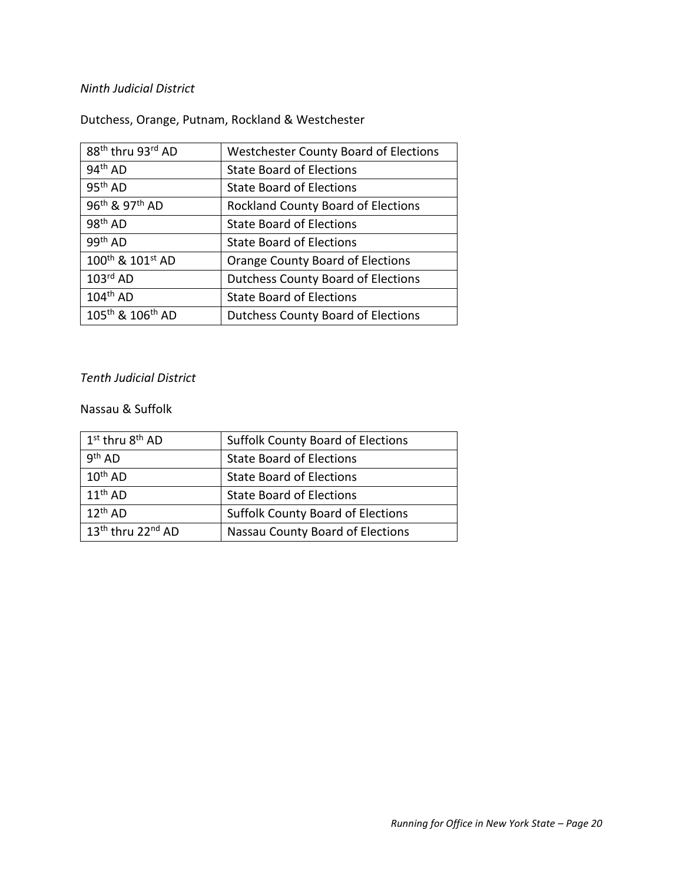*Ninth Judicial District*

Dutchess, Orange, Putnam, Rockland & Westchester

| | |
|---|---|
| 88th thru 93rd AD | Westchester County Board of Elections |
| 94th AD | State Board of Elections |
| 95th AD | State Board of Elections |
| 96th & 97th AD | Rockland County Board of Elections |
| 98th AD | State Board of Elections |
| 99th AD | State Board of Elections |
| 100th & 101st AD | Orange County Board of Elections |
| 103rd AD | Dutchess County Board of Elections |
| 104th AD | State Board of Elections |
| 105th & 106th AD | Dutchess County Board of Elections |

*Tenth Judicial District*

Nassau & Suffolk

| | |
|---|---|
| 1st thru 8th AD | Suffolk County Board of Elections |
| 9th AD | State Board of Elections |
| 10th AD | State Board of Elections |
| 11th AD | State Board of Elections |
| 12th AD | Suffolk County Board of Elections |
| 13th thru 22nd AD | Nassau County Board of Elections |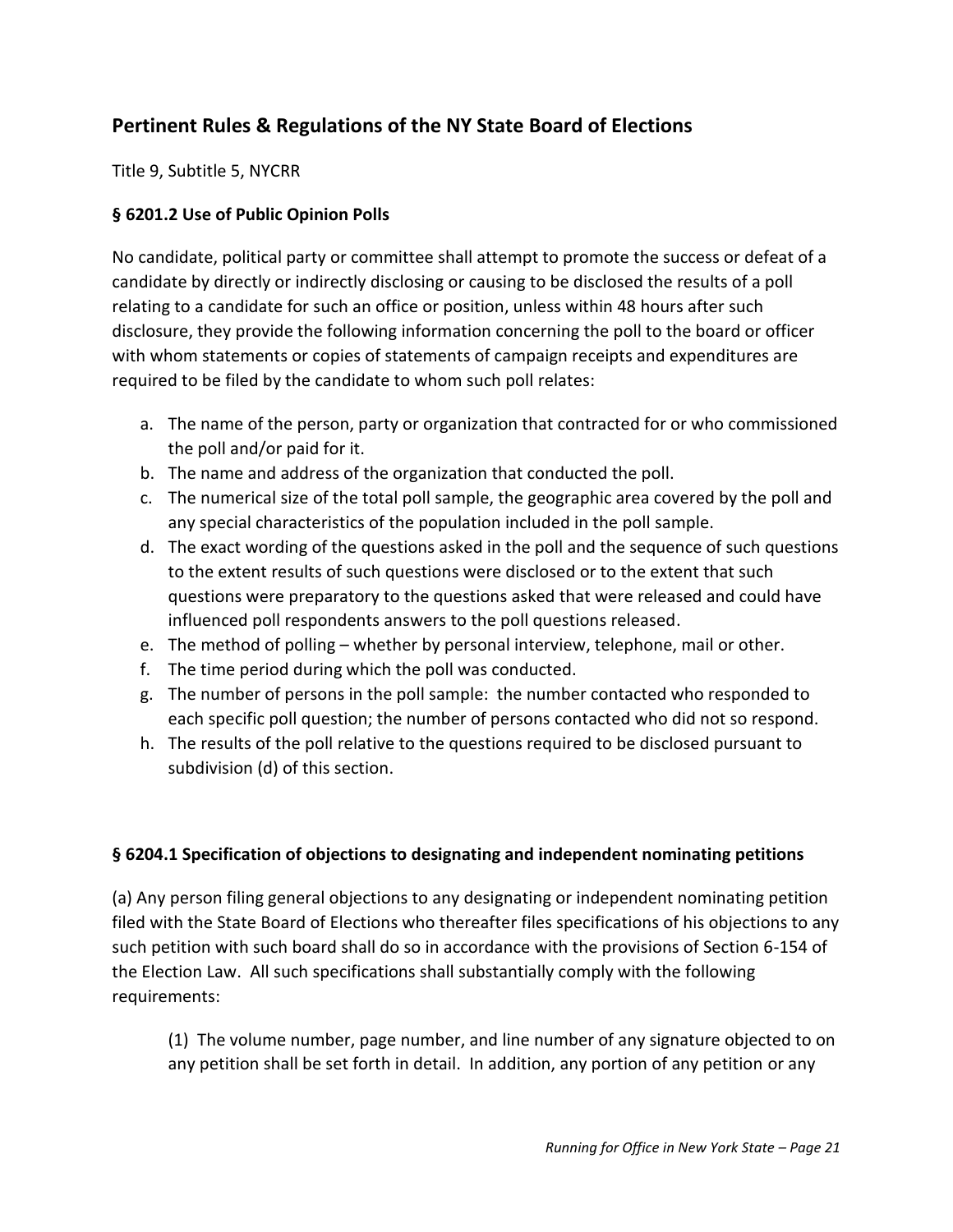## Pertinent Rules & Regulations of the NY State Board of Elections

Title 9, Subtitle 5, NYCRR

### § 6201.2 Use of Public Opinion Polls

No candidate, political party or committee shall attempt to promote the success or defeat of a candidate by directly or indirectly disclosing or causing to be disclosed the results of a poll relating to a candidate for such an office or position, unless within 48 hours after such disclosure, they provide the following information concerning the poll to the board or officer with whom statements or copies of statements of campaign receipts and expenditures are required to be filed by the candidate to whom such poll relates:

a. The name of the person, party or organization that contracted for or who commissioned the poll and/or paid for it.
b. The name and address of the organization that conducted the poll.
c. The numerical size of the total poll sample, the geographic area covered by the poll and any special characteristics of the population included in the poll sample.
d. The exact wording of the questions asked in the poll and the sequence of such questions to the extent results of such questions were disclosed or to the extent that such questions were preparatory to the questions asked that were released and could have influenced poll respondents answers to the poll questions released.
e. The method of polling – whether by personal interview, telephone, mail or other.
f. The time period during which the poll was conducted.
g. The number of persons in the poll sample: the number contacted who responded to each specific poll question; the number of persons contacted who did not so respond.
h. The results of the poll relative to the questions required to be disclosed pursuant to subdivision (d) of this section.

### § 6204.1 Specification of objections to designating and independent nominating petitions

(a) Any person filing general objections to any designating or independent nominating petition filed with the State Board of Elections who thereafter files specifications of his objections to any such petition with such board shall do so in accordance with the provisions of Section 6-154 of the Election Law. All such specifications shall substantially comply with the following requirements:

(1) The volume number, page number, and line number of any signature objected to on any petition shall be set forth in detail. In addition, any portion of any petition or any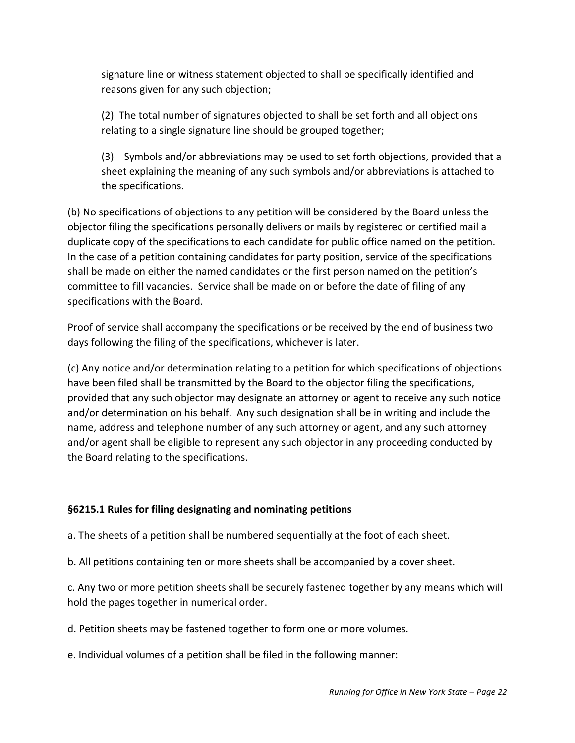signature line or witness statement objected to shall be specifically identified and reasons given for any such objection;

(2) The total number of signatures objected to shall be set forth and all objections relating to a single signature line should be grouped together;

(3) Symbols and/or abbreviations may be used to set forth objections, provided that a sheet explaining the meaning of any such symbols and/or abbreviations is attached to the specifications.

(b) No specifications of objections to any petition will be considered by the Board unless the objector filing the specifications personally delivers or mails by registered or certified mail a duplicate copy of the specifications to each candidate for public office named on the petition. In the case of a petition containing candidates for party position, service of the specifications shall be made on either the named candidates or the first person named on the petition's committee to fill vacancies. Service shall be made on or before the date of filing of any specifications with the Board.

Proof of service shall accompany the specifications or be received by the end of business two days following the filing of the specifications, whichever is later.

(c) Any notice and/or determination relating to a petition for which specifications of objections have been filed shall be transmitted by the Board to the objector filing the specifications, provided that any such objector may designate an attorney or agent to receive any such notice and/or determination on his behalf. Any such designation shall be in writing and include the name, address and telephone number of any such attorney or agent, and any such attorney and/or agent shall be eligible to represent any such objector in any proceeding conducted by the Board relating to the specifications.

### §6215.1 Rules for filing designating and nominating petitions

a. The sheets of a petition shall be numbered sequentially at the foot of each sheet.

b. All petitions containing ten or more sheets shall be accompanied by a cover sheet.

c. Any two or more petition sheets shall be securely fastened together by any means which will hold the pages together in numerical order.

d. Petition sheets may be fastened together to form one or more volumes.

e. Individual volumes of a petition shall be filed in the following manner: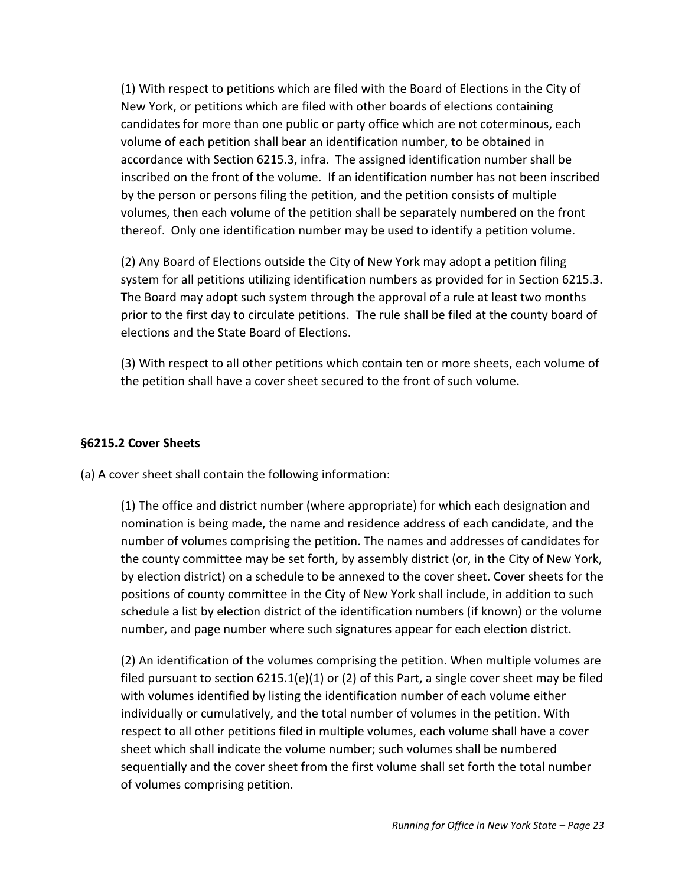(1) With respect to petitions which are filed with the Board of Elections in the City of New York, or petitions which are filed with other boards of elections containing candidates for more than one public or party office which are not coterminous, each volume of each petition shall bear an identification number, to be obtained in accordance with Section 6215.3, infra. The assigned identification number shall be inscribed on the front of the volume. If an identification number has not been inscribed by the person or persons filing the petition, and the petition consists of multiple volumes, then each volume of the petition shall be separately numbered on the front thereof. Only one identification number may be used to identify a petition volume.

(2) Any Board of Elections outside the City of New York may adopt a petition filing system for all petitions utilizing identification numbers as provided for in Section 6215.3. The Board may adopt such system through the approval of a rule at least two months prior to the first day to circulate petitions. The rule shall be filed at the county board of elections and the State Board of Elections.

(3) With respect to all other petitions which contain ten or more sheets, each volume of the petition shall have a cover sheet secured to the front of such volume.

**§6215.2 Cover Sheets**

(a) A cover sheet shall contain the following information:

(1) The office and district number (where appropriate) for which each designation and nomination is being made, the name and residence address of each candidate, and the number of volumes comprising the petition. The names and addresses of candidates for the county committee may be set forth, by assembly district (or, in the City of New York, by election district) on a schedule to be annexed to the cover sheet. Cover sheets for the positions of county committee in the City of New York shall include, in addition to such schedule a list by election district of the identification numbers (if known) or the volume number, and page number where such signatures appear for each election district.

(2) An identification of the volumes comprising the petition. When multiple volumes are filed pursuant to section 6215.1(e)(1) or (2) of this Part, a single cover sheet may be filed with volumes identified by listing the identification number of each volume either individually or cumulatively, and the total number of volumes in the petition. With respect to all other petitions filed in multiple volumes, each volume shall have a cover sheet which shall indicate the volume number; such volumes shall be numbered sequentially and the cover sheet from the first volume shall set forth the total number of volumes comprising petition.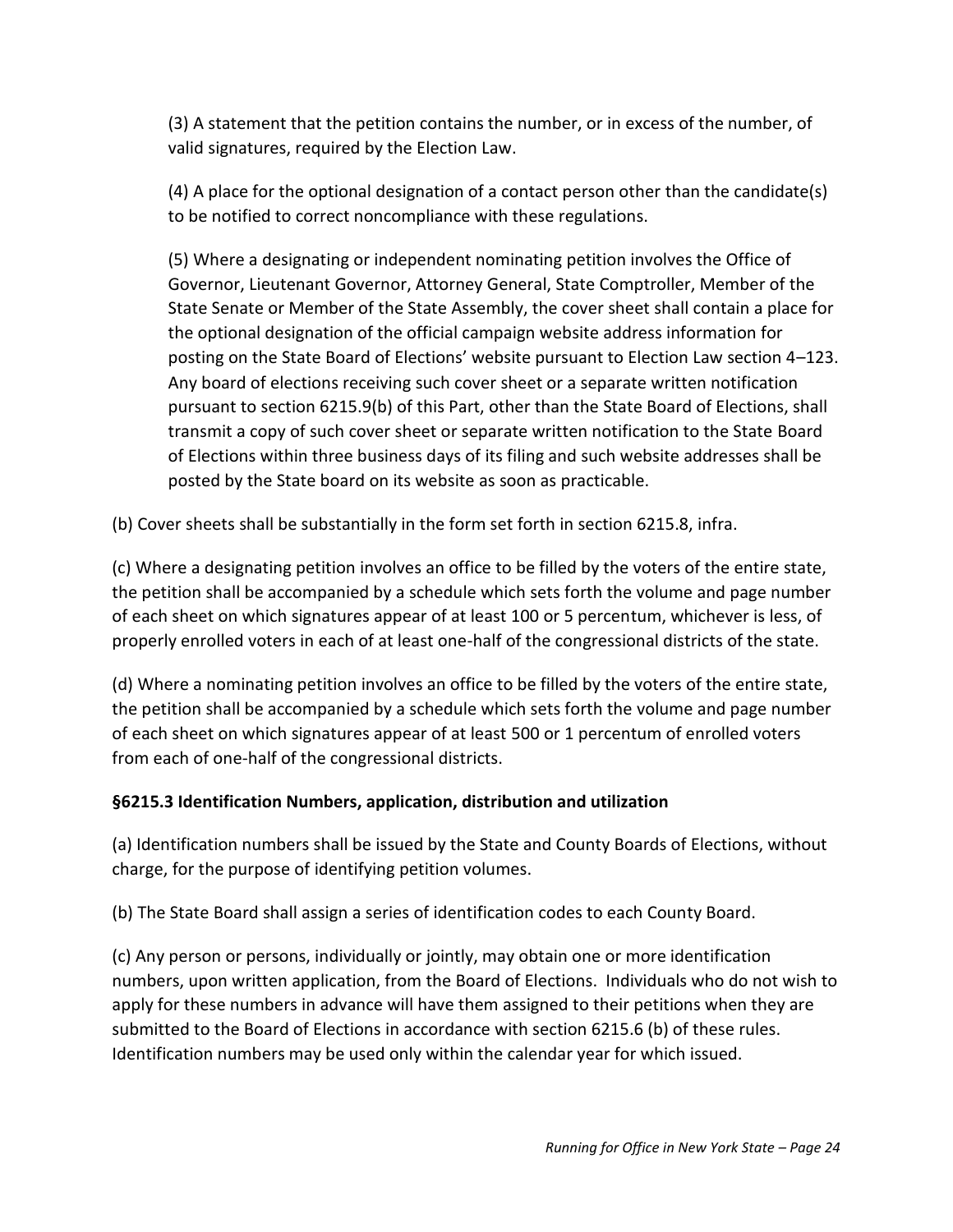(3) A statement that the petition contains the number, or in excess of the number, of valid signatures, required by the Election Law.

(4) A place for the optional designation of a contact person other than the candidate(s) to be notified to correct noncompliance with these regulations.

(5) Where a designating or independent nominating petition involves the Office of Governor, Lieutenant Governor, Attorney General, State Comptroller, Member of the State Senate or Member of the State Assembly, the cover sheet shall contain a place for the optional designation of the official campaign website address information for posting on the State Board of Elections' website pursuant to Election Law section 4–123. Any board of elections receiving such cover sheet or a separate written notification pursuant to section 6215.9(b) of this Part, other than the State Board of Elections, shall transmit a copy of such cover sheet or separate written notification to the State Board of Elections within three business days of its filing and such website addresses shall be posted by the State board on its website as soon as practicable.

(b) Cover sheets shall be substantially in the form set forth in section 6215.8, infra.

(c) Where a designating petition involves an office to be filled by the voters of the entire state, the petition shall be accompanied by a schedule which sets forth the volume and page number of each sheet on which signatures appear of at least 100 or 5 percentum, whichever is less, of properly enrolled voters in each of at least one-half of the congressional districts of the state.

(d) Where a nominating petition involves an office to be filled by the voters of the entire state, the petition shall be accompanied by a schedule which sets forth the volume and page number of each sheet on which signatures appear of at least 500 or 1 percentum of enrolled voters from each of one-half of the congressional districts.

### §6215.3 Identification Numbers, application, distribution and utilization

(a) Identification numbers shall be issued by the State and County Boards of Elections, without charge, for the purpose of identifying petition volumes.

(b) The State Board shall assign a series of identification codes to each County Board.

(c) Any person or persons, individually or jointly, may obtain one or more identification numbers, upon written application, from the Board of Elections. Individuals who do not wish to apply for these numbers in advance will have them assigned to their petitions when they are submitted to the Board of Elections in accordance with section 6215.6 (b) of these rules. Identification numbers may be used only within the calendar year for which issued.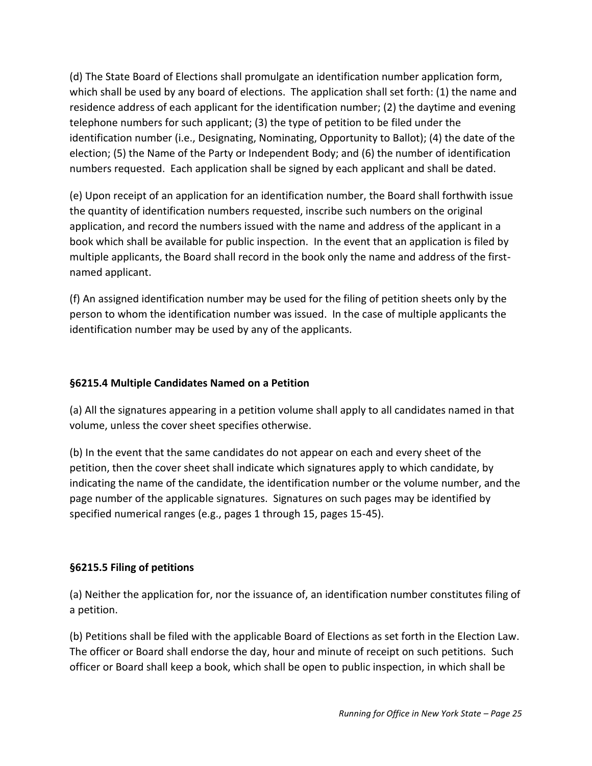(d) The State Board of Elections shall promulgate an identification number application form, which shall be used by any board of elections. The application shall set forth: (1) the name and residence address of each applicant for the identification number; (2) the daytime and evening telephone numbers for such applicant; (3) the type of petition to be filed under the identification number (i.e., Designating, Nominating, Opportunity to Ballot); (4) the date of the election; (5) the Name of the Party or Independent Body; and (6) the number of identification numbers requested. Each application shall be signed by each applicant and shall be dated.

(e) Upon receipt of an application for an identification number, the Board shall forthwith issue the quantity of identification numbers requested, inscribe such numbers on the original application, and record the numbers issued with the name and address of the applicant in a book which shall be available for public inspection. In the event that an application is filed by multiple applicants, the Board shall record in the book only the name and address of the first-named applicant.

(f) An assigned identification number may be used for the filing of petition sheets only by the person to whom the identification number was issued. In the case of multiple applicants the identification number may be used by any of the applicants.

**§6215.4 Multiple Candidates Named on a Petition**

(a) All the signatures appearing in a petition volume shall apply to all candidates named in that volume, unless the cover sheet specifies otherwise.

(b) In the event that the same candidates do not appear on each and every sheet of the petition, then the cover sheet shall indicate which signatures apply to which candidate, by indicating the name of the candidate, the identification number or the volume number, and the page number of the applicable signatures. Signatures on such pages may be identified by specified numerical ranges (e.g., pages 1 through 15, pages 15-45).

**§6215.5 Filing of petitions**

(a) Neither the application for, nor the issuance of, an identification number constitutes filing of a petition.

(b) Petitions shall be filed with the applicable Board of Elections as set forth in the Election Law. The officer or Board shall endorse the day, hour and minute of receipt on such petitions. Such officer or Board shall keep a book, which shall be open to public inspection, in which shall be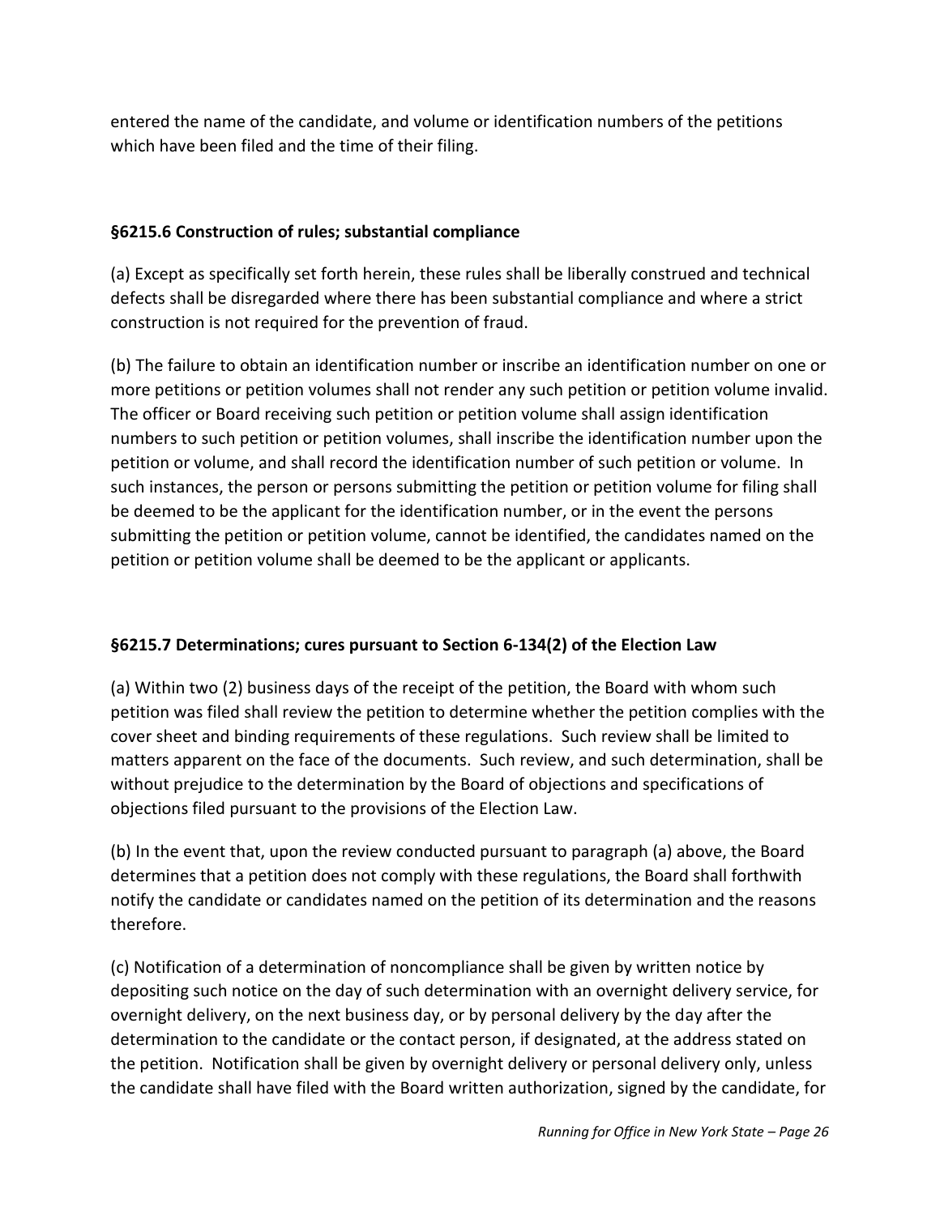entered the name of the candidate, and volume or identification numbers of the petitions which have been filed and the time of their filing.

### §6215.6 Construction of rules; substantial compliance

(a) Except as specifically set forth herein, these rules shall be liberally construed and technical defects shall be disregarded where there has been substantial compliance and where a strict construction is not required for the prevention of fraud.

(b) The failure to obtain an identification number or inscribe an identification number on one or more petitions or petition volumes shall not render any such petition or petition volume invalid. The officer or Board receiving such petition or petition volume shall assign identification numbers to such petition or petition volumes, shall inscribe the identification number upon the petition or volume, and shall record the identification number of such petition or volume. In such instances, the person or persons submitting the petition or petition volume for filing shall be deemed to be the applicant for the identification number, or in the event the persons submitting the petition or petition volume, cannot be identified, the candidates named on the petition or petition volume shall be deemed to be the applicant or applicants.

### §6215.7 Determinations; cures pursuant to Section 6-134(2) of the Election Law

(a) Within two (2) business days of the receipt of the petition, the Board with whom such petition was filed shall review the petition to determine whether the petition complies with the cover sheet and binding requirements of these regulations. Such review shall be limited to matters apparent on the face of the documents. Such review, and such determination, shall be without prejudice to the determination by the Board of objections and specifications of objections filed pursuant to the provisions of the Election Law.

(b) In the event that, upon the review conducted pursuant to paragraph (a) above, the Board determines that a petition does not comply with these regulations, the Board shall forthwith notify the candidate or candidates named on the petition of its determination and the reasons therefore.

(c) Notification of a determination of noncompliance shall be given by written notice by depositing such notice on the day of such determination with an overnight delivery service, for overnight delivery, on the next business day, or by personal delivery by the day after the determination to the candidate or the contact person, if designated, at the address stated on the petition. Notification shall be given by overnight delivery or personal delivery only, unless the candidate shall have filed with the Board written authorization, signed by the candidate, for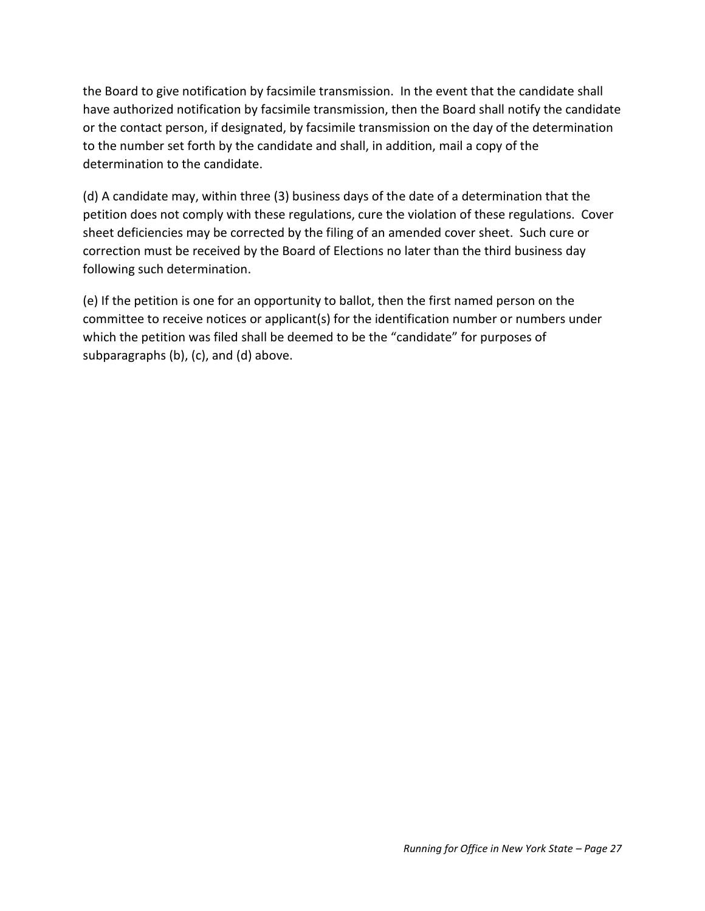the Board to give notification by facsimile transmission. In the event that the candidate shall have authorized notification by facsimile transmission, then the Board shall notify the candidate or the contact person, if designated, by facsimile transmission on the day of the determination to the number set forth by the candidate and shall, in addition, mail a copy of the determination to the candidate.

(d) A candidate may, within three (3) business days of the date of a determination that the petition does not comply with these regulations, cure the violation of these regulations. Cover sheet deficiencies may be corrected by the filing of an amended cover sheet. Such cure or correction must be received by the Board of Elections no later than the third business day following such determination.

(e) If the petition is one for an opportunity to ballot, then the first named person on the committee to receive notices or applicant(s) for the identification number or numbers under which the petition was filed shall be deemed to be the "candidate" for purposes of subparagraphs (b), (c), and (d) above.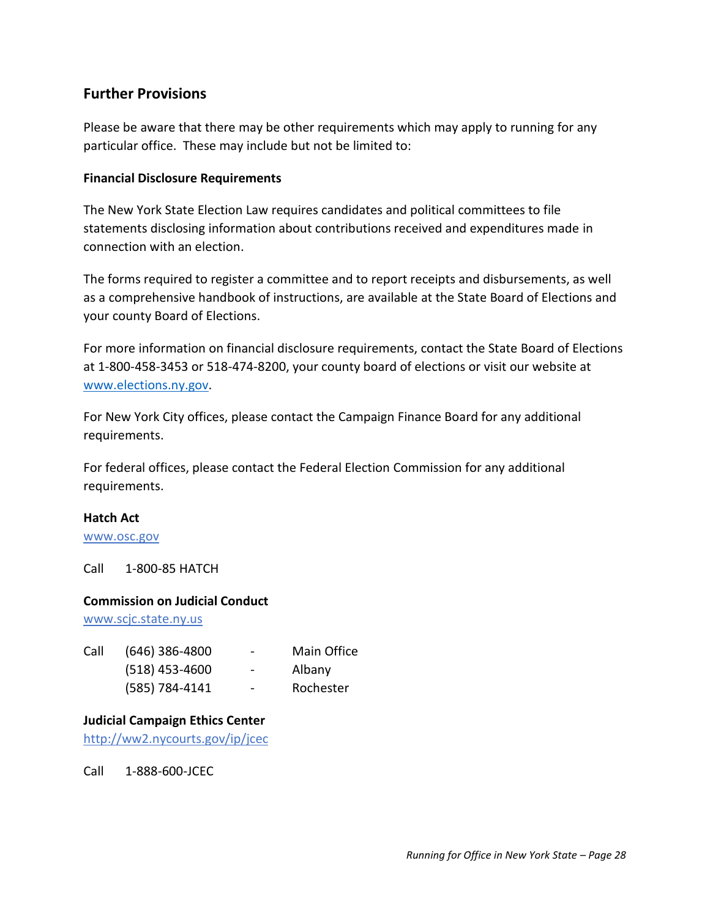## Further Provisions

Please be aware that there may be other requirements which may apply to running for any particular office. These may include but not be limited to:

### Financial Disclosure Requirements

The New York State Election Law requires candidates and political committees to file statements disclosing information about contributions received and expenditures made in connection with an election.

The forms required to register a committee and to report receipts and disbursements, as well as a comprehensive handbook of instructions, are available at the State Board of Elections and your county Board of Elections.

For more information on financial disclosure requirements, contact the State Board of Elections at 1-800-458-3453 or 518-474-8200, your county board of elections or visit our website at www.elections.ny.gov.

For New York City offices, please contact the Campaign Finance Board for any additional requirements.

For federal offices, please contact the Federal Election Commission for any additional requirements.

### Hatch Act

www.osc.gov

Call 1-800-85 HATCH

### Commission on Judicial Conduct

www.scjc.state.ny.us

Call (646) 386-4800 - Main Office
(518) 453-4600 - Albany
(585) 784-4141 - Rochester

### Judicial Campaign Ethics Center

http://ww2.nycourts.gov/ip/jcec

Call 1-888-600-JCEC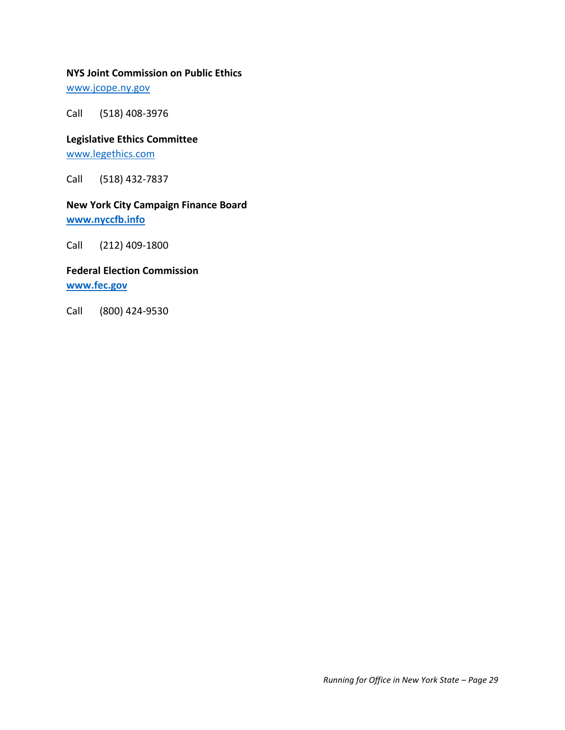**NYS Joint Commission on Public Ethics**
[www.jcope.ny.gov](http://www.jcope.ny.gov)

Call (518) 408-3976

**Legislative Ethics Committee**
[www.legethics.com](http://www.legethics.com)

Call (518) 432-7837

**New York City Campaign Finance Board**
**[www.nyccfb.info](http://www.nyccfb.info)**

Call (212) 409-1800

**Federal Election Commission**
**[www.fec.gov](http://www.fec.gov)**

Call (800) 424-9530